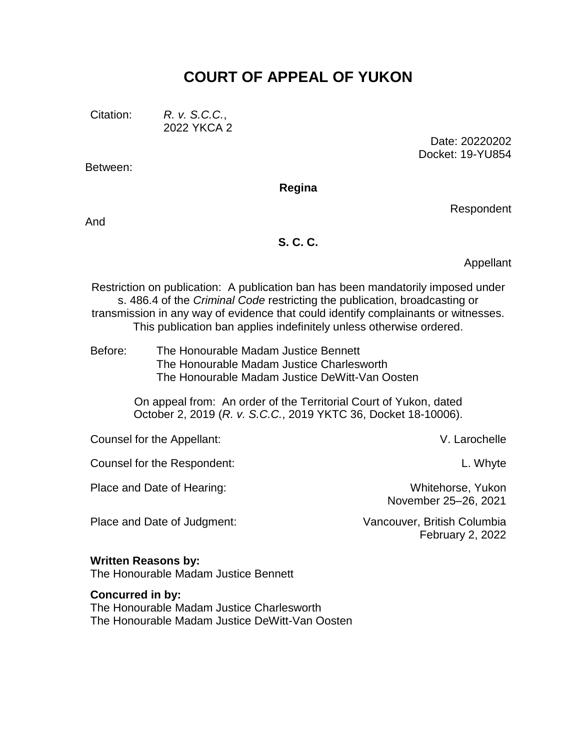# COURT OF APPEAL OF YUKON

Citation: *R. v. S.C.C.*,
2022 YKCA 2

Date: 20220202
Docket: 19-YU854

Between:

**Regina**

Respondent

And

**S. C. C.**

Appellant

Restriction on publication: A publication ban has been mandatorily imposed under s. 486.4 of the *Criminal Code* restricting the publication, broadcasting or transmission in any way of evidence that could identify complainants or witnesses. This publication ban applies indefinitely unless otherwise ordered.

Before: The Honourable Madam Justice Bennett
The Honourable Madam Justice Charlesworth
The Honourable Madam Justice DeWitt-Van Oosten

On appeal from: An order of the Territorial Court of Yukon, dated October 2, 2019 (*R. v. S.C.C.*, 2019 YKTC 36, Docket 18-10006).

Counsel for the Appellant: V. Larochelle

Counsel for the Respondent: L. Whyte

Place and Date of Hearing: Whitehorse, Yukon
November 25–26, 2021

Place and Date of Judgment: Vancouver, British Columbia
February 2, 2022

**Written Reasons by:**
The Honourable Madam Justice Bennett

**Concurred in by:**
The Honourable Madam Justice Charlesworth
The Honourable Madam Justice DeWitt-Van Oosten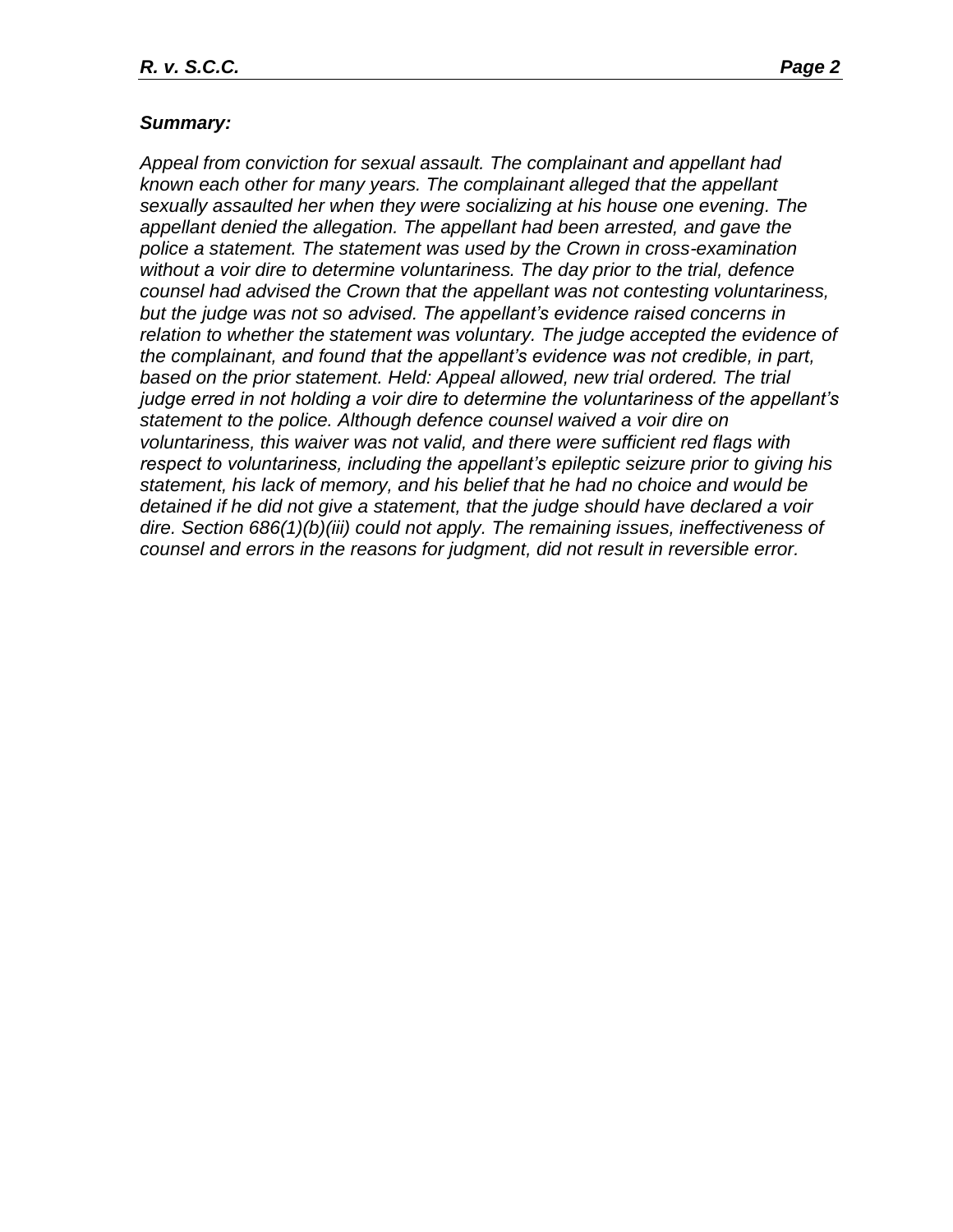***Summary:***

*Appeal from conviction for sexual assault. The complainant and appellant had known each other for many years. The complainant alleged that the appellant sexually assaulted her when they were socializing at his house one evening. The appellant denied the allegation. The appellant had been arrested, and gave the police a statement. The statement was used by the Crown in cross-examination without a voir dire to determine voluntariness. The day prior to the trial, defence counsel had advised the Crown that the appellant was not contesting voluntariness, but the judge was not so advised. The appellant's evidence raised concerns in relation to whether the statement was voluntary. The judge accepted the evidence of the complainant, and found that the appellant's evidence was not credible, in part, based on the prior statement. Held: Appeal allowed, new trial ordered. The trial judge erred in not holding a voir dire to determine the voluntariness of the appellant's statement to the police. Although defence counsel waived a voir dire on voluntariness, this waiver was not valid, and there were sufficient red flags with respect to voluntariness, including the appellant's epileptic seizure prior to giving his statement, his lack of memory, and his belief that he had no choice and would be detained if he did not give a statement, that the judge should have declared a voir dire. Section 686(1)(b)(iii) could not apply. The remaining issues, ineffectiveness of counsel and errors in the reasons for judgment, did not result in reversible error.*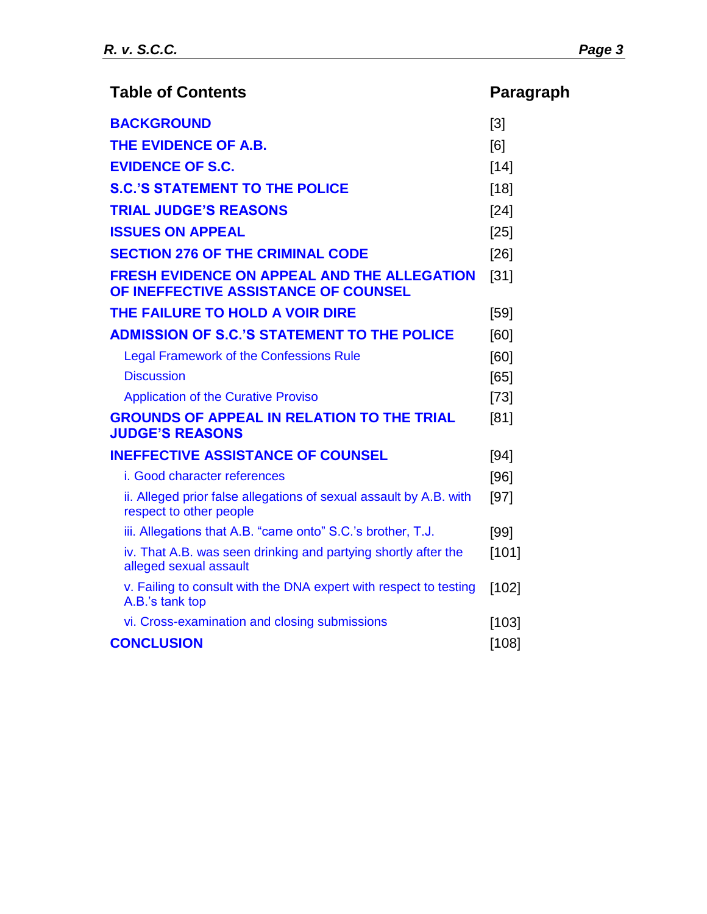## Table of Contents

| Table of Contents | Paragraph |
|---|---|
| **BACKGROUND** | [3] |
| **THE EVIDENCE OF A.B.** | [6] |
| **EVIDENCE OF S.C.** | [14] |
| **S.C.'S STATEMENT TO THE POLICE** | [18] |
| **TRIAL JUDGE'S REASONS** | [24] |
| **ISSUES ON APPEAL** | [25] |
| **SECTION 276 OF THE CRIMINAL CODE** | [26] |
| **FRESH EVIDENCE ON APPEAL AND THE ALLEGATION OF INEFFECTIVE ASSISTANCE OF COUNSEL** | [31] |
| **THE FAILURE TO HOLD A VOIR DIRE** | [59] |
| **ADMISSION OF S.C.'S STATEMENT TO THE POLICE** | [60] |
| Legal Framework of the Confessions Rule | [60] |
| Discussion | [65] |
| Application of the Curative Proviso | [73] |
| **GROUNDS OF APPEAL IN RELATION TO THE TRIAL JUDGE'S REASONS** | [81] |
| **INEFFECTIVE ASSISTANCE OF COUNSEL** | [94] |
| i. Good character references | [96] |
| ii. Alleged prior false allegations of sexual assault by A.B. with respect to other people | [97] |
| iii. Allegations that A.B. "came onto" S.C.'s brother, T.J. | [99] |
| iv. That A.B. was seen drinking and partying shortly after the alleged sexual assault | [101] |
| v. Failing to consult with the DNA expert with respect to testing A.B.'s tank top | [102] |
| vi. Cross-examination and closing submissions | [103] |
| **CONCLUSION** | [108] |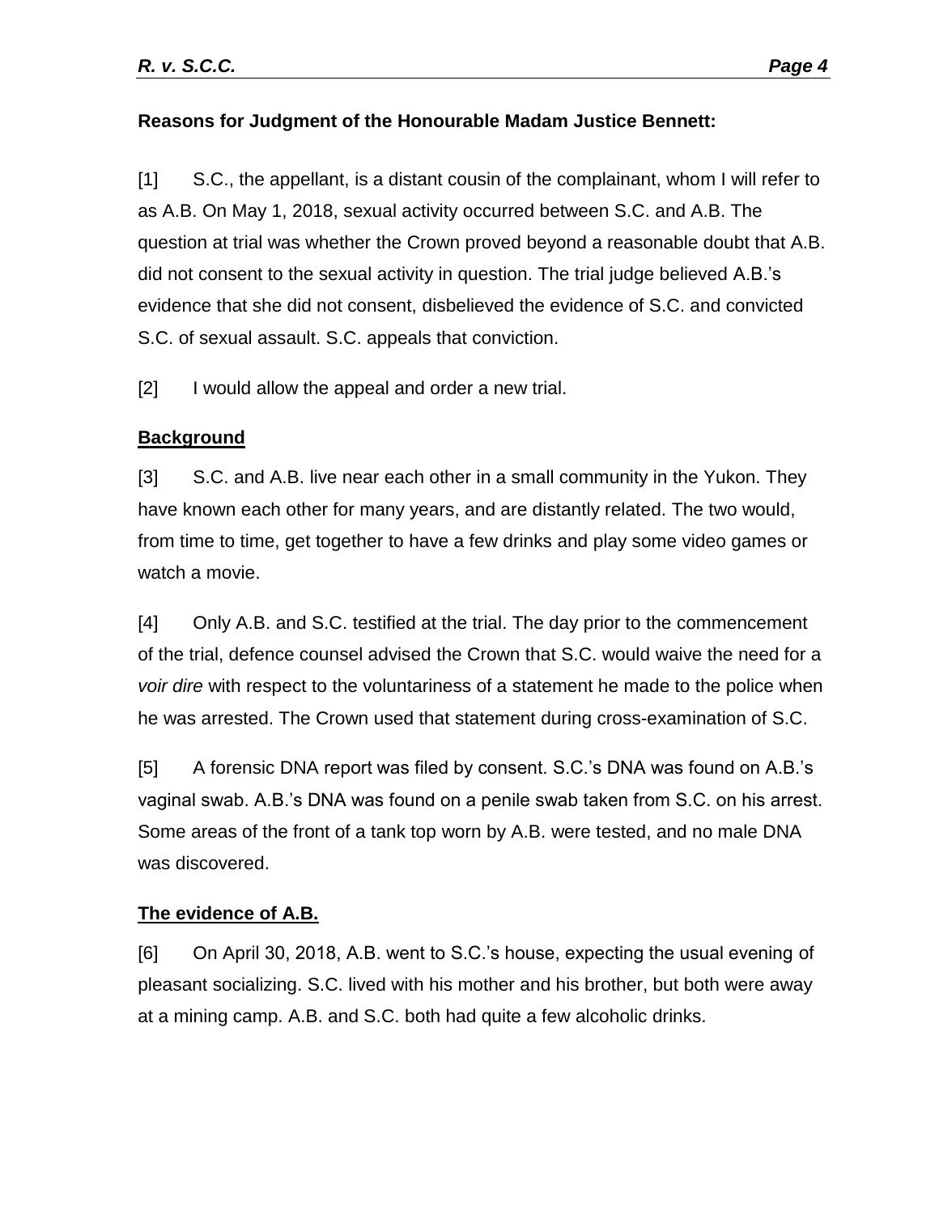**Reasons for Judgment of the Honourable Madam Justice Bennett:**

[1] S.C., the appellant, is a distant cousin of the complainant, whom I will refer to as A.B. On May 1, 2018, sexual activity occurred between S.C. and A.B. The question at trial was whether the Crown proved beyond a reasonable doubt that A.B. did not consent to the sexual activity in question. The trial judge believed A.B.'s evidence that she did not consent, disbelieved the evidence of S.C. and convicted S.C. of sexual assault. S.C. appeals that conviction.

[2] I would allow the appeal and order a new trial.

## Background

[3] S.C. and A.B. live near each other in a small community in the Yukon. They have known each other for many years, and are distantly related. The two would, from time to time, get together to have a few drinks and play some video games or watch a movie.

[4] Only A.B. and S.C. testified at the trial. The day prior to the commencement of the trial, defence counsel advised the Crown that S.C. would waive the need for a *voir dire* with respect to the voluntariness of a statement he made to the police when he was arrested. The Crown used that statement during cross-examination of S.C.

[5] A forensic DNA report was filed by consent. S.C.'s DNA was found on A.B.'s vaginal swab. A.B.'s DNA was found on a penile swab taken from S.C. on his arrest. Some areas of the front of a tank top worn by A.B. were tested, and no male DNA was discovered.

## The evidence of A.B.

[6] On April 30, 2018, A.B. went to S.C.'s house, expecting the usual evening of pleasant socializing. S.C. lived with his mother and his brother, but both were away at a mining camp. A.B. and S.C. both had quite a few alcoholic drinks.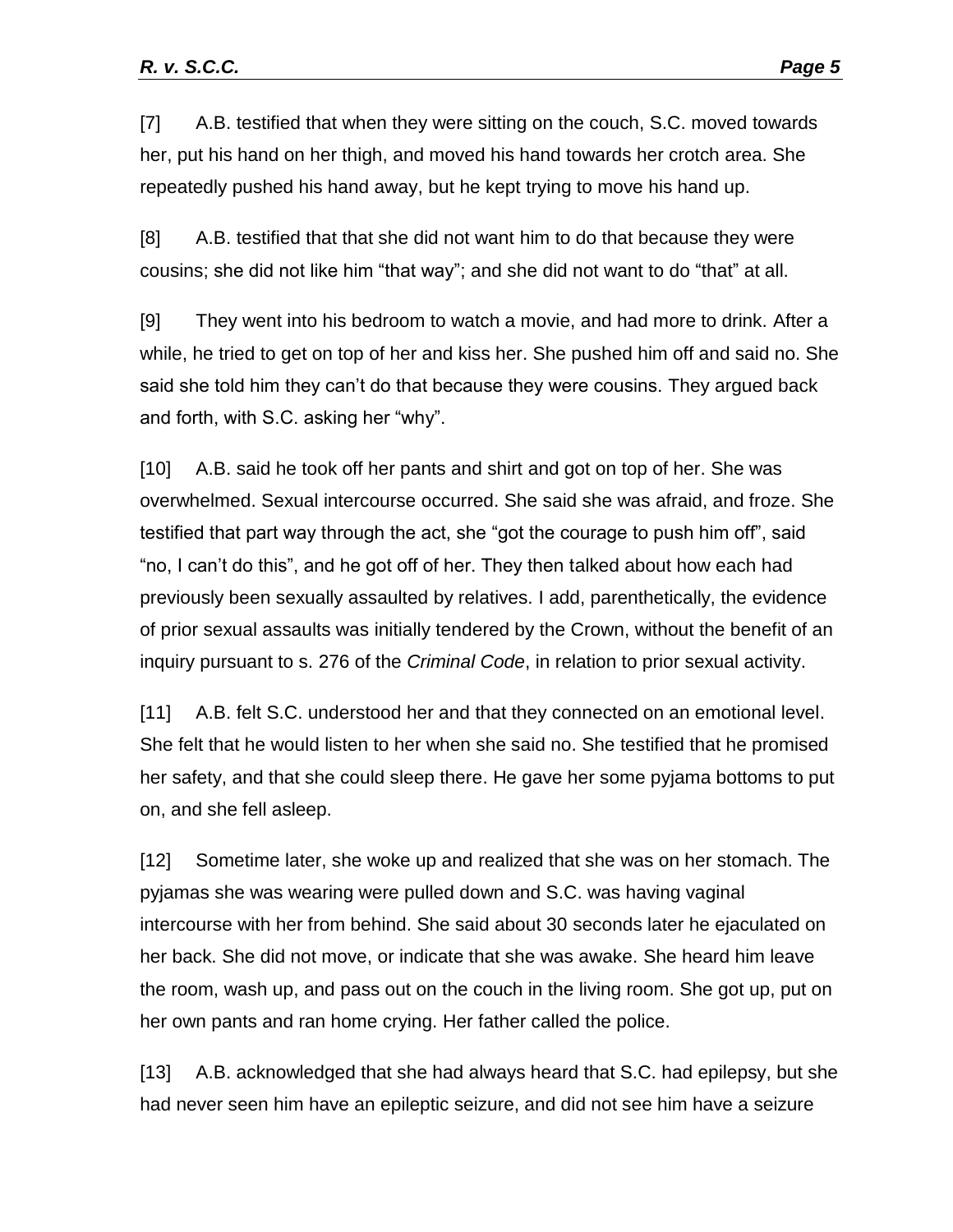[7] A.B. testified that when they were sitting on the couch, S.C. moved towards her, put his hand on her thigh, and moved his hand towards her crotch area. She repeatedly pushed his hand away, but he kept trying to move his hand up.

[8] A.B. testified that that she did not want him to do that because they were cousins; she did not like him "that way"; and she did not want to do "that" at all.

[9] They went into his bedroom to watch a movie, and had more to drink. After a while, he tried to get on top of her and kiss her. She pushed him off and said no. She said she told him they can't do that because they were cousins. They argued back and forth, with S.C. asking her "why".

[10] A.B. said he took off her pants and shirt and got on top of her. She was overwhelmed. Sexual intercourse occurred. She said she was afraid, and froze. She testified that part way through the act, she "got the courage to push him off", said "no, I can't do this", and he got off of her. They then talked about how each had previously been sexually assaulted by relatives. I add, parenthetically, the evidence of prior sexual assaults was initially tendered by the Crown, without the benefit of an inquiry pursuant to s. 276 of the *Criminal Code*, in relation to prior sexual activity.

[11] A.B. felt S.C. understood her and that they connected on an emotional level. She felt that he would listen to her when she said no. She testified that he promised her safety, and that she could sleep there. He gave her some pyjama bottoms to put on, and she fell asleep.

[12] Sometime later, she woke up and realized that she was on her stomach. The pyjamas she was wearing were pulled down and S.C. was having vaginal intercourse with her from behind. She said about 30 seconds later he ejaculated on her back. She did not move, or indicate that she was awake. She heard him leave the room, wash up, and pass out on the couch in the living room. She got up, put on her own pants and ran home crying. Her father called the police.

[13] A.B. acknowledged that she had always heard that S.C. had epilepsy, but she had never seen him have an epileptic seizure, and did not see him have a seizure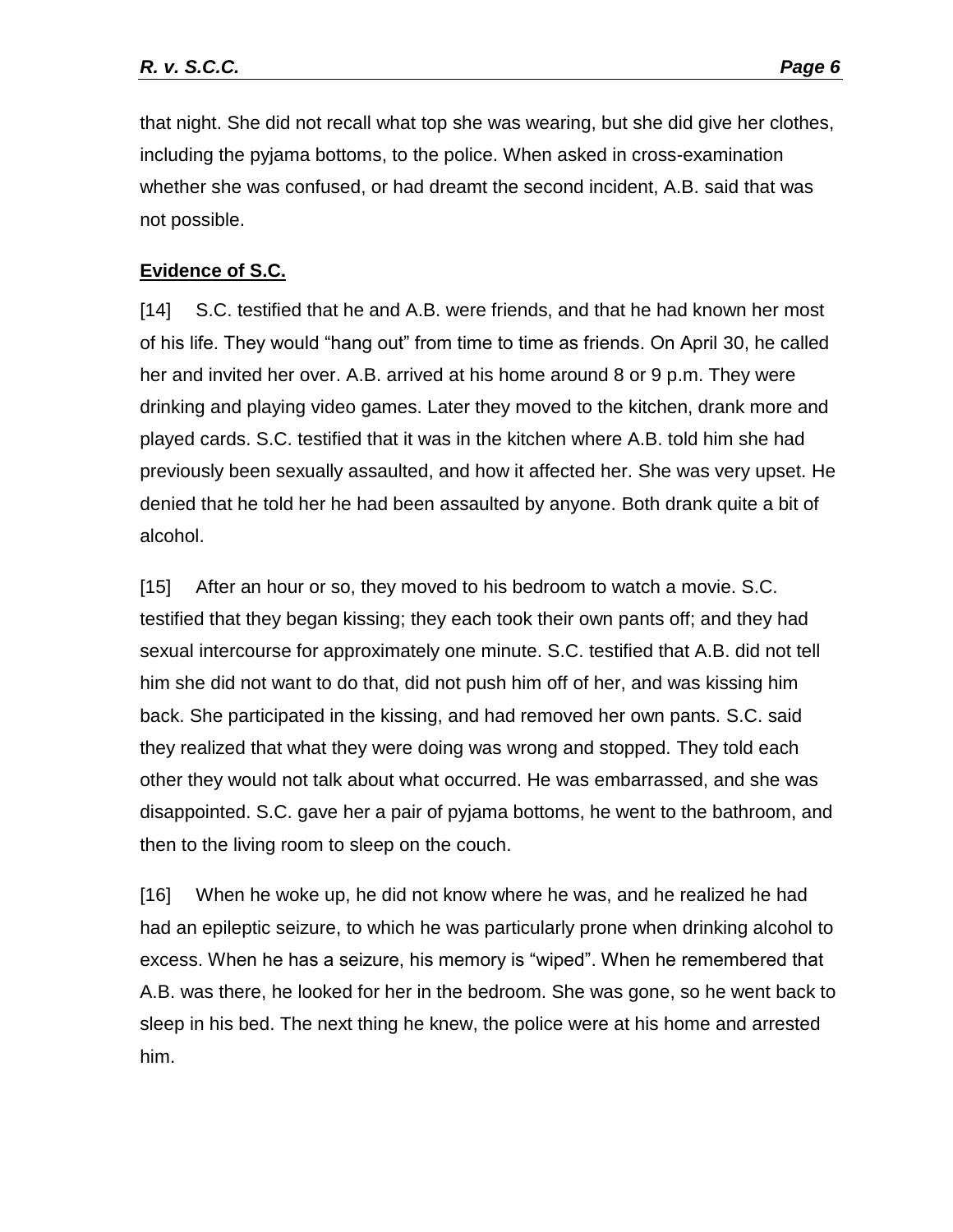that night. She did not recall what top she was wearing, but she did give her clothes, including the pyjama bottoms, to the police. When asked in cross-examination whether she was confused, or had dreamt the second incident, A.B. said that was not possible.

**Evidence of S.C.**

[14] S.C. testified that he and A.B. were friends, and that he had known her most of his life. They would "hang out" from time to time as friends. On April 30, he called her and invited her over. A.B. arrived at his home around 8 or 9 p.m. They were drinking and playing video games. Later they moved to the kitchen, drank more and played cards. S.C. testified that it was in the kitchen where A.B. told him she had previously been sexually assaulted, and how it affected her. She was very upset. He denied that he told her he had been assaulted by anyone. Both drank quite a bit of alcohol.

[15] After an hour or so, they moved to his bedroom to watch a movie. S.C. testified that they began kissing; they each took their own pants off; and they had sexual intercourse for approximately one minute. S.C. testified that A.B. did not tell him she did not want to do that, did not push him off of her, and was kissing him back. She participated in the kissing, and had removed her own pants. S.C. said they realized that what they were doing was wrong and stopped. They told each other they would not talk about what occurred. He was embarrassed, and she was disappointed. S.C. gave her a pair of pyjama bottoms, he went to the bathroom, and then to the living room to sleep on the couch.

[16] When he woke up, he did not know where he was, and he realized he had had an epileptic seizure, to which he was particularly prone when drinking alcohol to excess. When he has a seizure, his memory is "wiped". When he remembered that A.B. was there, he looked for her in the bedroom. She was gone, so he went back to sleep in his bed. The next thing he knew, the police were at his home and arrested him.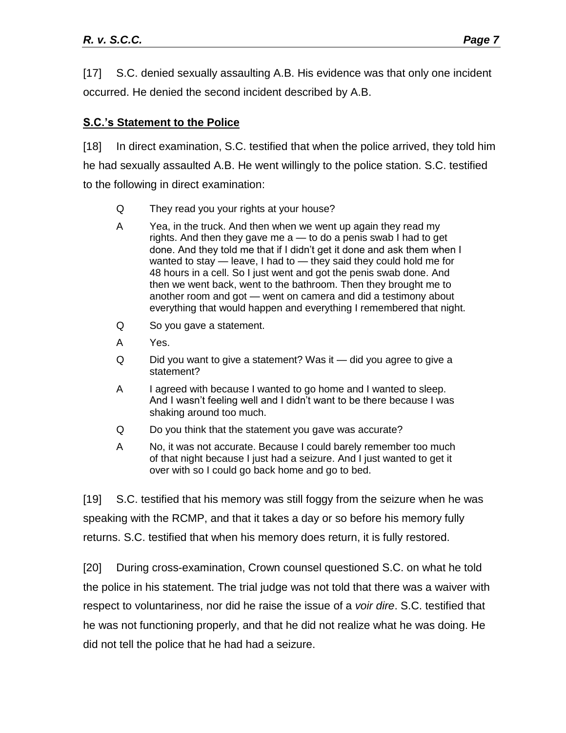[17] S.C. denied sexually assaulting A.B. His evidence was that only one incident occurred. He denied the second incident described by A.B.

**S.C.'s Statement to the Police**

[18] In direct examination, S.C. testified that when the police arrived, they told him he had sexually assaulted A.B. He went willingly to the police station. S.C. testified to the following in direct examination:

> Q They read you your rights at your house?
>
> A Yea, in the truck. And then when we went up again they read my rights. And then they gave me a — to do a penis swab I had to get done. And they told me that if I didn't get it done and ask them when I wanted to stay — leave, I had to — they said they could hold me for 48 hours in a cell. So I just went and got the penis swab done. And then we went back, went to the bathroom. Then they brought me to another room and got — went on camera and did a testimony about everything that would happen and everything I remembered that night.
>
> Q So you gave a statement.
>
> A Yes.
>
> Q Did you want to give a statement? Was it — did you agree to give a statement?
>
> A I agreed with because I wanted to go home and I wanted to sleep. And I wasn't feeling well and I didn't want to be there because I was shaking around too much.
>
> Q Do you think that the statement you gave was accurate?
>
> A No, it was not accurate. Because I could barely remember too much of that night because I just had a seizure. And I just wanted to get it over with so I could go back home and go to bed.

[19] S.C. testified that his memory was still foggy from the seizure when he was speaking with the RCMP, and that it takes a day or so before his memory fully returns. S.C. testified that when his memory does return, it is fully restored.

[20] During cross-examination, Crown counsel questioned S.C. on what he told the police in his statement. The trial judge was not told that there was a waiver with respect to voluntariness, nor did he raise the issue of a *voir dire*. S.C. testified that he was not functioning properly, and that he did not realize what he was doing. He did not tell the police that he had had a seizure.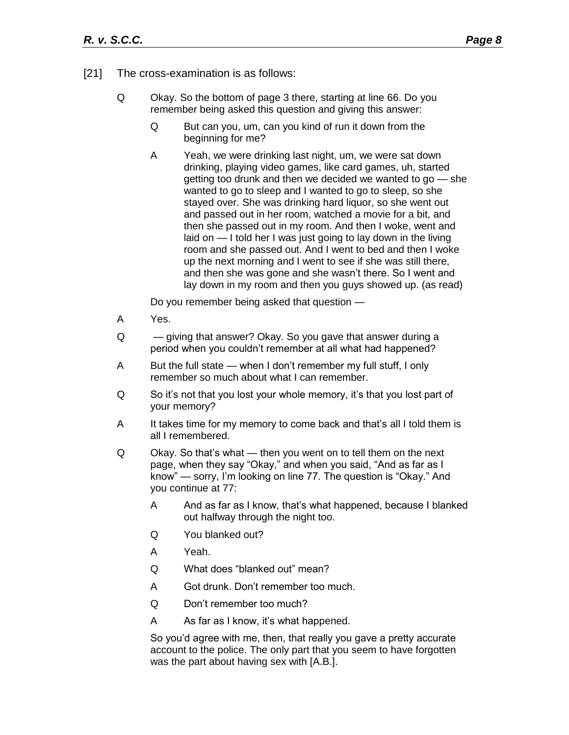[21] The cross-examination is as follows:

> Q Okay. So the bottom of page 3 there, starting at line 66. Do you remember being asked this question and giving this answer:
>
> > Q But can you, um, can you kind of run it down from the beginning for me?
> >
> > A Yeah, we were drinking last night, um, we were sat down drinking, playing video games, like card games, uh, started getting too drunk and then we decided we wanted to go — she wanted to go to sleep and I wanted to go to sleep, so she stayed over. She was drinking hard liquor, so she went out and passed out in her room, watched a movie for a bit, and then she passed out in my room. And then I woke, went and laid on — I told her I was just going to lay down in the living room and she passed out. And I went to bed and then I woke up the next morning and I went to see if she was still there, and then she was gone and she wasn't there. So I went and lay down in my room and then you guys showed up. (as read)
>
> Do you remember being asked that question —
>
> A Yes.
>
> Q — giving that answer? Okay. So you gave that answer during a period when you couldn't remember at all what had happened?
>
> A But the full state — when I don't remember my full stuff, I only remember so much about what I can remember.
>
> Q So it's not that you lost your whole memory, it's that you lost part of your memory?
>
> A It takes time for my memory to come back and that's all I told them is all I remembered.
>
> Q Okay. So that's what — then you went on to tell them on the next page, when they say "Okay," and when you said, "And as far as I know" — sorry, I'm looking on line 77. The question is "Okay." And you continue at 77:
>
> > A And as far as I know, that's what happened, because I blanked out halfway through the night too.
> >
> > Q You blanked out?
> >
> > A Yeah.
> >
> > Q What does "blanked out" mean?
> >
> > A Got drunk. Don't remember too much.
> >
> > Q Don't remember too much?
> >
> > A As far as I know, it's what happened.
>
> So you'd agree with me, then, that really you gave a pretty accurate account to the police. The only part that you seem to have forgotten was the part about having sex with [A.B.].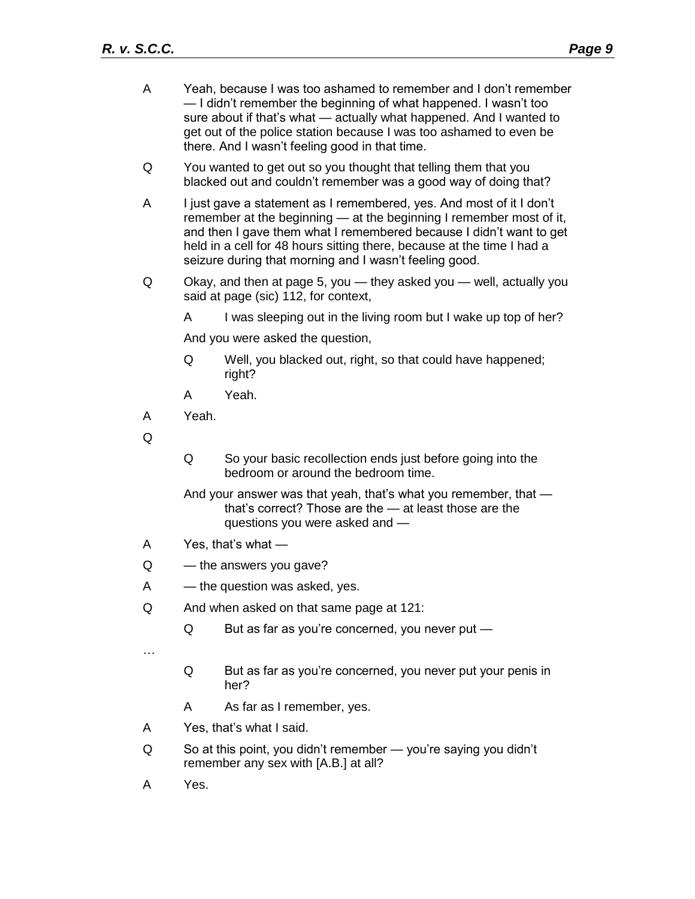A Yeah, because I was too ashamed to remember and I don't remember — I didn't remember the beginning of what happened. I wasn't too sure about if that's what — actually what happened. And I wanted to get out of the police station because I was too ashamed to even be there. And I wasn't feeling good in that time.

Q You wanted to get out so you thought that telling them that you blacked out and couldn't remember was a good way of doing that?

A I just gave a statement as I remembered, yes. And most of it I don't remember at the beginning — at the beginning I remember most of it, and then I gave them what I remembered because I didn't want to get held in a cell for 48 hours sitting there, because at the time I had a seizure during that morning and I wasn't feeling good.

Q Okay, and then at page 5, you — they asked you — well, actually you said at page (sic) 112, for context,

> A I was sleeping out in the living room but I wake up top of her?

And you were asked the question,

> Q Well, you blacked out, right, so that could have happened; right?
>
> A Yeah.

A Yeah.

Q

> Q So your basic recollection ends just before going into the bedroom or around the bedroom time.

And your answer was that yeah, that's what you remember, that — that's correct? Those are the — at least those are the questions you were asked and —

A Yes, that's what —

Q — the answers you gave?

A — the question was asked, yes.

Q And when asked on that same page at 121:

> Q But as far as you're concerned, you never put —

…

> Q But as far as you're concerned, you never put your penis in her?
>
> A As far as I remember, yes.

A Yes, that's what I said.

Q So at this point, you didn't remember — you're saying you didn't remember any sex with [A.B.] at all?

A Yes.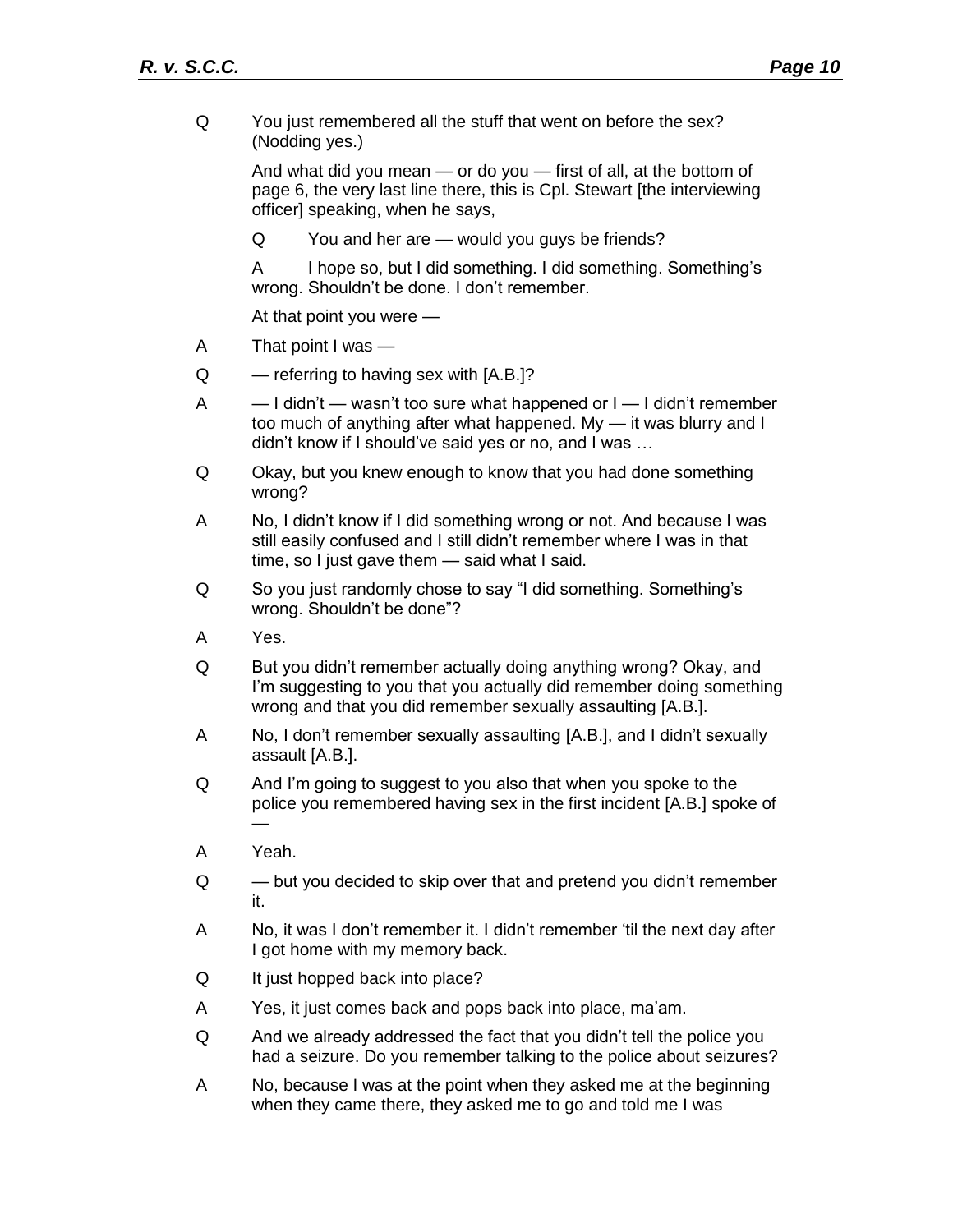Q You just remembered all the stuff that went on before the sex? (Nodding yes.)

And what did you mean — or do you — first of all, at the bottom of page 6, the very last line there, this is Cpl. Stewart [the interviewing officer] speaking, when he says,

> Q You and her are — would you guys be friends?
>
> A I hope so, but I did something. I did something. Something's wrong. Shouldn't be done. I don't remember.

At that point you were —

A That point I was —

Q — referring to having sex with [A.B.]?

A — I didn't — wasn't too sure what happened or I — I didn't remember too much of anything after what happened. My — it was blurry and I didn't know if I should've said yes or no, and I was …

Q Okay, but you knew enough to know that you had done something wrong?

A No, I didn't know if I did something wrong or not. And because I was still easily confused and I still didn't remember where I was in that time, so I just gave them — said what I said.

Q So you just randomly chose to say "I did something. Something's wrong. Shouldn't be done"?

A Yes.

Q But you didn't remember actually doing anything wrong? Okay, and I'm suggesting to you that you actually did remember doing something wrong and that you did remember sexually assaulting [A.B.].

A No, I don't remember sexually assaulting [A.B.], and I didn't sexually assault [A.B.].

Q And I'm going to suggest to you also that when you spoke to the police you remembered having sex in the first incident [A.B.] spoke of —

A Yeah.

Q — but you decided to skip over that and pretend you didn't remember it.

A No, it was I don't remember it. I didn't remember 'til the next day after I got home with my memory back.

Q It just hopped back into place?

A Yes, it just comes back and pops back into place, ma'am.

Q And we already addressed the fact that you didn't tell the police you had a seizure. Do you remember talking to the police about seizures?

A No, because I was at the point when they asked me at the beginning when they came there, they asked me to go and told me I was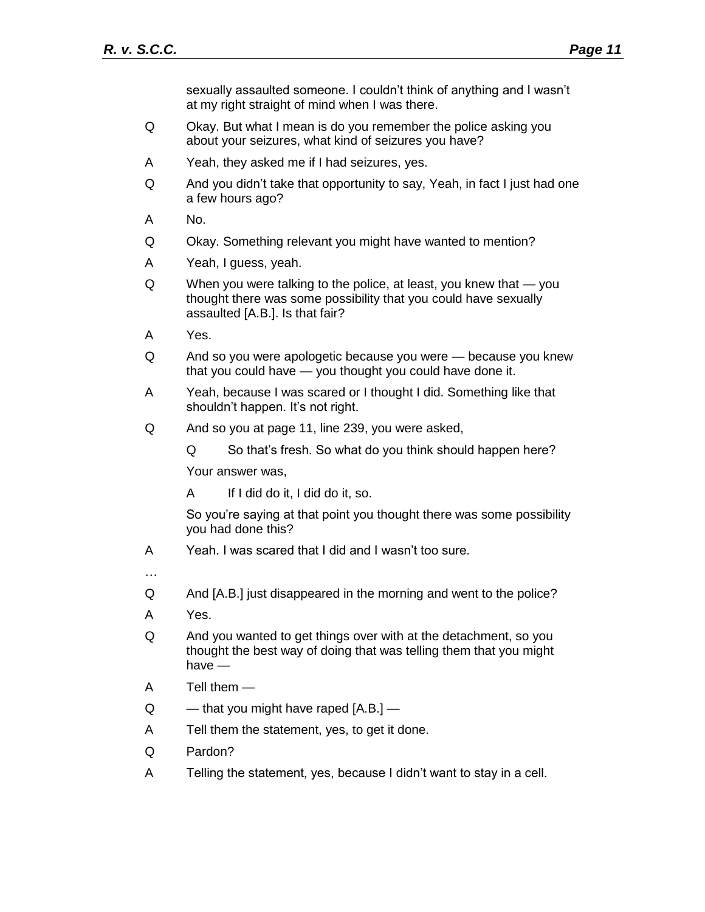sexually assaulted someone. I couldn't think of anything and I wasn't at my right straight of mind when I was there.

Q Okay. But what I mean is do you remember the police asking you about your seizures, what kind of seizures you have?

A Yeah, they asked me if I had seizures, yes.

Q And you didn't take that opportunity to say, Yeah, in fact I just had one a few hours ago?

A No.

Q Okay. Something relevant you might have wanted to mention?

A Yeah, I guess, yeah.

Q When you were talking to the police, at least, you knew that — you thought there was some possibility that you could have sexually assaulted [A.B.]. Is that fair?

A Yes.

Q And so you were apologetic because you were — because you knew that you could have — you thought you could have done it.

A Yeah, because I was scared or I thought I did. Something like that shouldn't happen. It's not right.

Q And so you at page 11, line 239, you were asked,

> Q So that's fresh. So what do you think should happen here?
>
> Your answer was,
>
> A If I did do it, I did do it, so.
>
> So you're saying at that point you thought there was some possibility you had done this?

A Yeah. I was scared that I did and I wasn't too sure.

…

Q And [A.B.] just disappeared in the morning and went to the police?

A Yes.

Q And you wanted to get things over with at the detachment, so you thought the best way of doing that was telling them that you might have —

A Tell them —

Q — that you might have raped [A.B.] —

A Tell them the statement, yes, to get it done.

Q Pardon?

A Telling the statement, yes, because I didn't want to stay in a cell.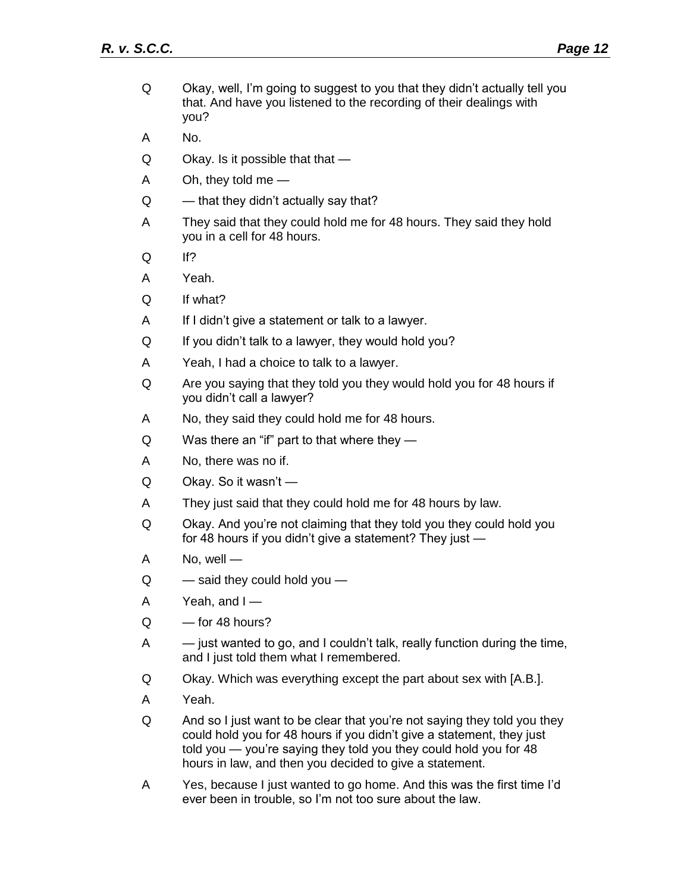Q Okay, well, I'm going to suggest to you that they didn't actually tell you that. And have you listened to the recording of their dealings with you?

A No.

Q Okay. Is it possible that that —

A Oh, they told me —

Q — that they didn't actually say that?

A They said that they could hold me for 48 hours. They said they hold you in a cell for 48 hours.

Q If?

A Yeah.

Q If what?

A If I didn't give a statement or talk to a lawyer.

Q If you didn't talk to a lawyer, they would hold you?

A Yeah, I had a choice to talk to a lawyer.

Q Are you saying that they told you they would hold you for 48 hours if you didn't call a lawyer?

A No, they said they could hold me for 48 hours.

Q Was there an "if" part to that where they —

A No, there was no if.

Q Okay. So it wasn't —

A They just said that they could hold me for 48 hours by law.

Q Okay. And you're not claiming that they told you they could hold you for 48 hours if you didn't give a statement? They just —

A No, well —

Q — said they could hold you —

A Yeah, and I —

Q — for 48 hours?

A — just wanted to go, and I couldn't talk, really function during the time, and I just told them what I remembered.

Q Okay. Which was everything except the part about sex with [A.B.].

A Yeah.

Q And so I just want to be clear that you're not saying they told you they could hold you for 48 hours if you didn't give a statement, they just told you — you're saying they told you they could hold you for 48 hours in law, and then you decided to give a statement.

A Yes, because I just wanted to go home. And this was the first time I'd ever been in trouble, so I'm not too sure about the law.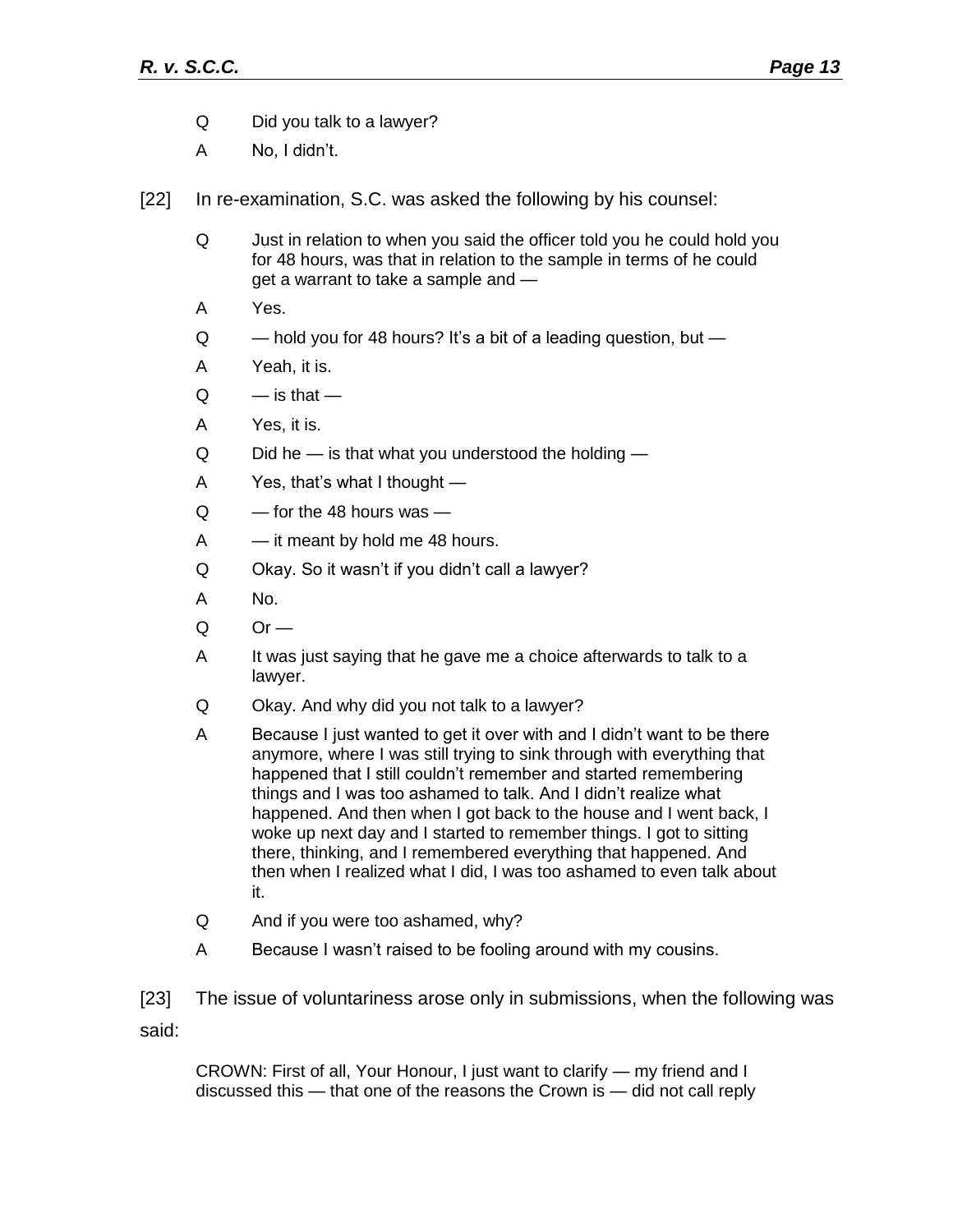Q Did you talk to a lawyer?

A No, I didn't.

[22] In re-examination, S.C. was asked the following by his counsel:

> Q Just in relation to when you said the officer told you he could hold you for 48 hours, was that in relation to the sample in terms of he could get a warrant to take a sample and —
>
> A Yes.
>
> Q — hold you for 48 hours? It's a bit of a leading question, but —
>
> A Yeah, it is.
>
> Q — is that —
>
> A Yes, it is.
>
> Q Did he — is that what you understood the holding —
>
> A Yes, that's what I thought —
>
> Q — for the 48 hours was —
>
> A — it meant by hold me 48 hours.
>
> Q Okay. So it wasn't if you didn't call a lawyer?
>
> A No.
>
> Q Or —
>
> A It was just saying that he gave me a choice afterwards to talk to a lawyer.
>
> Q Okay. And why did you not talk to a lawyer?
>
> A Because I just wanted to get it over with and I didn't want to be there anymore, where I was still trying to sink through with everything that happened that I still couldn't remember and started remembering things and I was too ashamed to talk. And I didn't realize what happened. And then when I got back to the house and I went back, I woke up next day and I started to remember things. I got to sitting there, thinking, and I remembered everything that happened. And then when I realized what I did, I was too ashamed to even talk about it.
>
> Q And if you were too ashamed, why?
>
> A Because I wasn't raised to be fooling around with my cousins.

[23] The issue of voluntariness arose only in submissions, when the following was said:

> CROWN: First of all, Your Honour, I just want to clarify — my friend and I discussed this — that one of the reasons the Crown is — did not call reply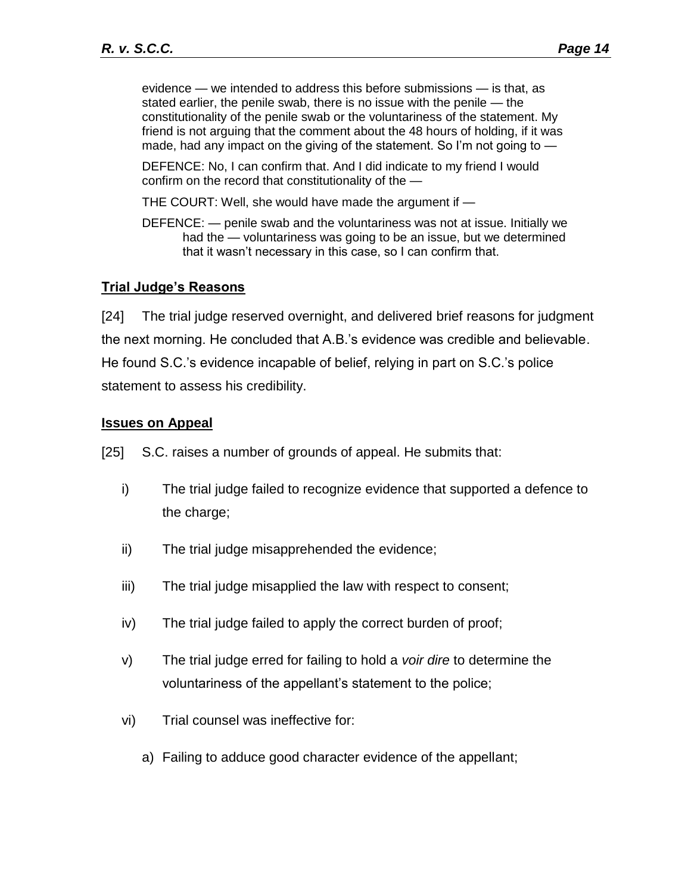> evidence — we intended to address this before submissions — is that, as stated earlier, the penile swab, there is no issue with the penile — the constitutionality of the penile swab or the voluntariness of the statement. My friend is not arguing that the comment about the 48 hours of holding, if it was made, had any impact on the giving of the statement. So I'm not going to —
>
> DEFENCE: No, I can confirm that. And I did indicate to my friend I would confirm on the record that constitutionality of the —
>
> THE COURT: Well, she would have made the argument if —
>
> DEFENCE: — penile swab and the voluntariness was not at issue. Initially we had the — voluntariness was going to be an issue, but we determined that it wasn't necessary in this case, so I can confirm that.

## Trial Judge's Reasons

[24] The trial judge reserved overnight, and delivered brief reasons for judgment the next morning. He concluded that A.B.'s evidence was credible and believable. He found S.C.'s evidence incapable of belief, relying in part on S.C.'s police statement to assess his credibility.

## Issues on Appeal

[25] S.C. raises a number of grounds of appeal. He submits that:

i) The trial judge failed to recognize evidence that supported a defence to the charge;

ii) The trial judge misapprehended the evidence;

iii) The trial judge misapplied the law with respect to consent;

iv) The trial judge failed to apply the correct burden of proof;

v) The trial judge erred for failing to hold a *voir dire* to determine the voluntariness of the appellant's statement to the police;

vi) Trial counsel was ineffective for:

a) Failing to adduce good character evidence of the appellant;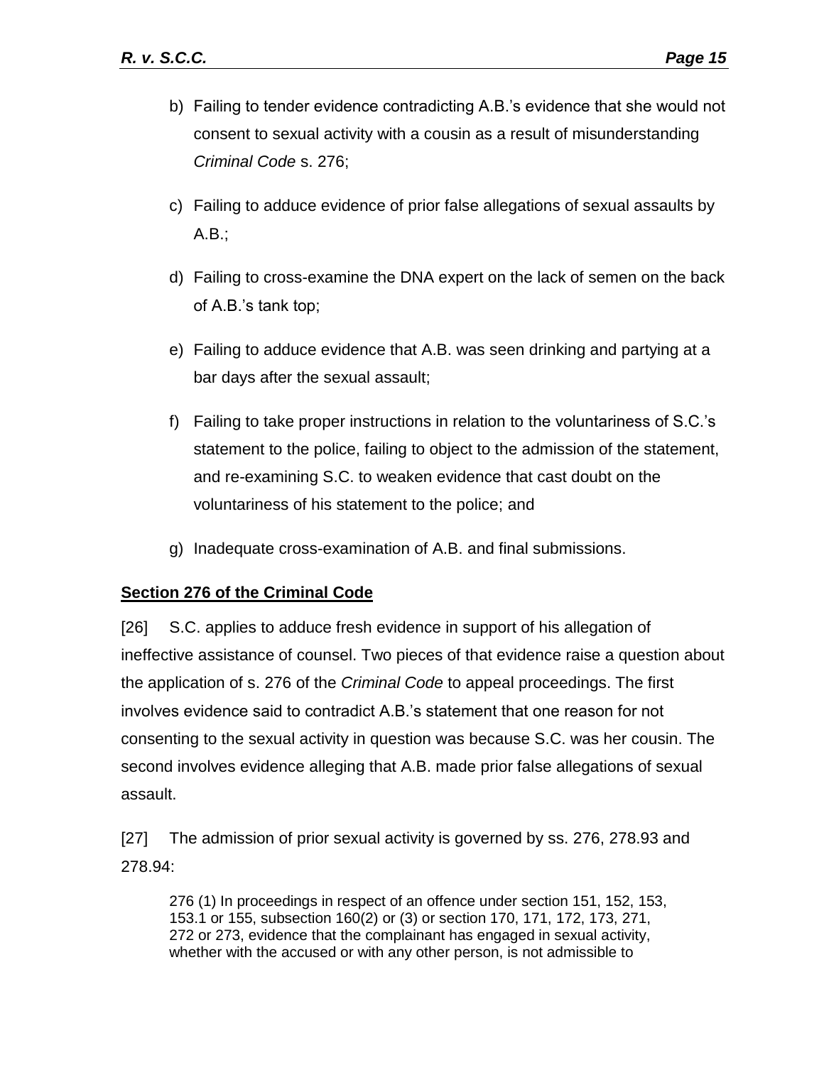b) Failing to tender evidence contradicting A.B.'s evidence that she would not consent to sexual activity with a cousin as a result of misunderstanding *Criminal Code* s. 276;

c) Failing to adduce evidence of prior false allegations of sexual assaults by A.B.;

d) Failing to cross-examine the DNA expert on the lack of semen on the back of A.B.'s tank top;

e) Failing to adduce evidence that A.B. was seen drinking and partying at a bar days after the sexual assault;

f) Failing to take proper instructions in relation to the voluntariness of S.C.'s statement to the police, failing to object to the admission of the statement, and re-examining S.C. to weaken evidence that cast doubt on the voluntariness of his statement to the police; and

g) Inadequate cross-examination of A.B. and final submissions.

**Section 276 of the Criminal Code**

[26] S.C. applies to adduce fresh evidence in support of his allegation of ineffective assistance of counsel. Two pieces of that evidence raise a question about the application of s. 276 of the *Criminal Code* to appeal proceedings. The first involves evidence said to contradict A.B.'s statement that one reason for not consenting to the sexual activity in question was because S.C. was her cousin. The second involves evidence alleging that A.B. made prior false allegations of sexual assault.

[27] The admission of prior sexual activity is governed by ss. 276, 278.93 and 278.94:

> 276 (1) In proceedings in respect of an offence under section 151, 152, 153, 153.1 or 155, subsection 160(2) or (3) or section 170, 171, 172, 173, 271, 272 or 273, evidence that the complainant has engaged in sexual activity, whether with the accused or with any other person, is not admissible to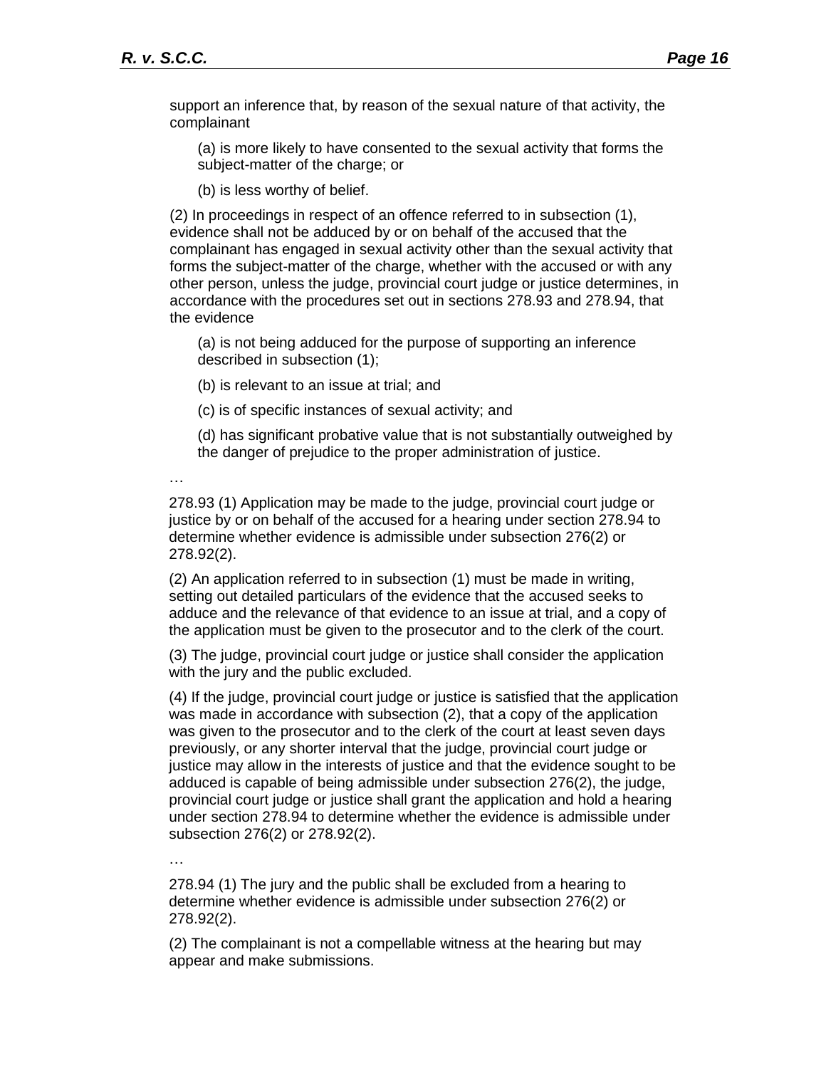support an inference that, by reason of the sexual nature of that activity, the complainant

(a) is more likely to have consented to the sexual activity that forms the subject-matter of the charge; or

(b) is less worthy of belief.

(2) In proceedings in respect of an offence referred to in subsection (1), evidence shall not be adduced by or on behalf of the accused that the complainant has engaged in sexual activity other than the sexual activity that forms the subject-matter of the charge, whether with the accused or with any other person, unless the judge, provincial court judge or justice determines, in accordance with the procedures set out in sections 278.93 and 278.94, that the evidence

(a) is not being adduced for the purpose of supporting an inference described in subsection (1);

(b) is relevant to an issue at trial; and

(c) is of specific instances of sexual activity; and

(d) has significant probative value that is not substantially outweighed by the danger of prejudice to the proper administration of justice.

…

278.93 (1) Application may be made to the judge, provincial court judge or justice by or on behalf of the accused for a hearing under section 278.94 to determine whether evidence is admissible under subsection 276(2) or 278.92(2).

(2) An application referred to in subsection (1) must be made in writing, setting out detailed particulars of the evidence that the accused seeks to adduce and the relevance of that evidence to an issue at trial, and a copy of the application must be given to the prosecutor and to the clerk of the court.

(3) The judge, provincial court judge or justice shall consider the application with the jury and the public excluded.

(4) If the judge, provincial court judge or justice is satisfied that the application was made in accordance with subsection (2), that a copy of the application was given to the prosecutor and to the clerk of the court at least seven days previously, or any shorter interval that the judge, provincial court judge or justice may allow in the interests of justice and that the evidence sought to be adduced is capable of being admissible under subsection 276(2), the judge, provincial court judge or justice shall grant the application and hold a hearing under section 278.94 to determine whether the evidence is admissible under subsection 276(2) or 278.92(2).

…

278.94 (1) The jury and the public shall be excluded from a hearing to determine whether evidence is admissible under subsection 276(2) or 278.92(2).

(2) The complainant is not a compellable witness at the hearing but may appear and make submissions.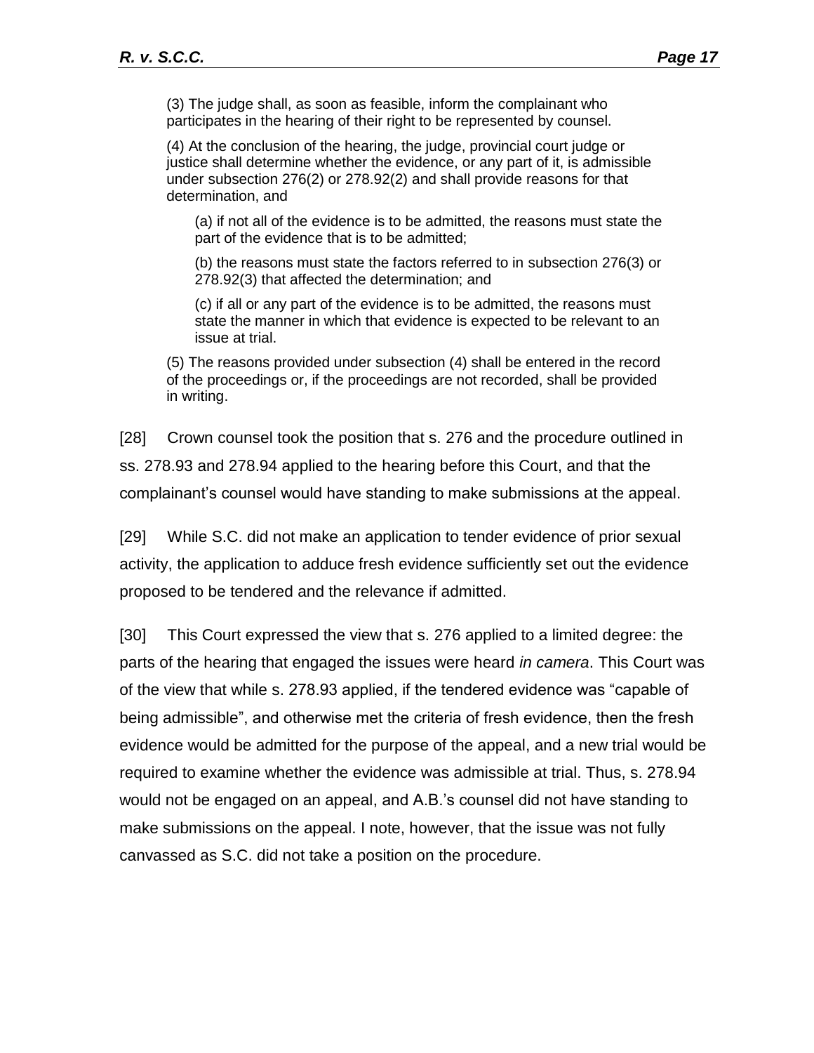> (3) The judge shall, as soon as feasible, inform the complainant who participates in the hearing of their right to be represented by counsel.
>
> (4) At the conclusion of the hearing, the judge, provincial court judge or justice shall determine whether the evidence, or any part of it, is admissible under subsection 276(2) or 278.92(2) and shall provide reasons for that determination, and
>
> > (a) if not all of the evidence is to be admitted, the reasons must state the part of the evidence that is to be admitted;
> >
> > (b) the reasons must state the factors referred to in subsection 276(3) or 278.92(3) that affected the determination; and
> >
> > (c) if all or any part of the evidence is to be admitted, the reasons must state the manner in which that evidence is expected to be relevant to an issue at trial.
>
> (5) The reasons provided under subsection (4) shall be entered in the record of the proceedings or, if the proceedings are not recorded, shall be provided in writing.

[28] Crown counsel took the position that s. 276 and the procedure outlined in ss. 278.93 and 278.94 applied to the hearing before this Court, and that the complainant's counsel would have standing to make submissions at the appeal.

[29] While S.C. did not make an application to tender evidence of prior sexual activity, the application to adduce fresh evidence sufficiently set out the evidence proposed to be tendered and the relevance if admitted.

[30] This Court expressed the view that s. 276 applied to a limited degree: the parts of the hearing that engaged the issues were heard *in camera*. This Court was of the view that while s. 278.93 applied, if the tendered evidence was "capable of being admissible", and otherwise met the criteria of fresh evidence, then the fresh evidence would be admitted for the purpose of the appeal, and a new trial would be required to examine whether the evidence was admissible at trial. Thus, s. 278.94 would not be engaged on an appeal, and A.B.'s counsel did not have standing to make submissions on the appeal. I note, however, that the issue was not fully canvassed as S.C. did not take a position on the procedure.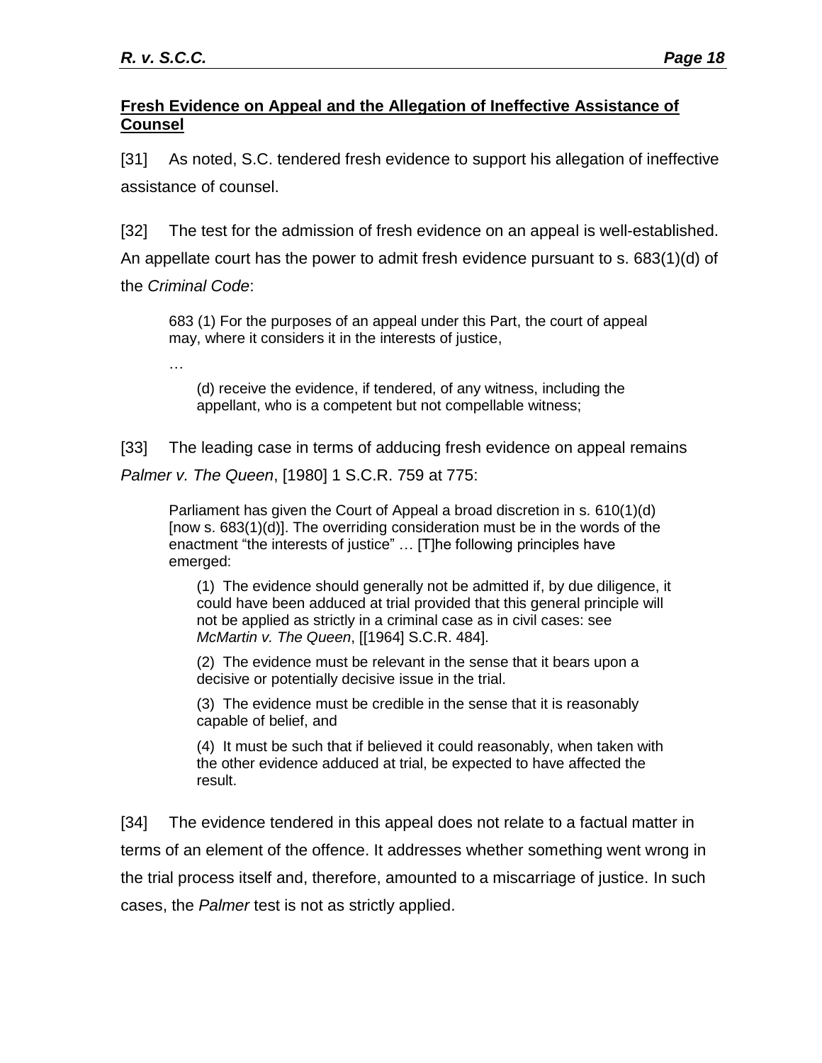## **Fresh Evidence on Appeal and the Allegation of Ineffective Assistance of Counsel**

[31] As noted, S.C. tendered fresh evidence to support his allegation of ineffective assistance of counsel.

[32] The test for the admission of fresh evidence on an appeal is well-established. An appellate court has the power to admit fresh evidence pursuant to s. 683(1)(d) of the *Criminal Code*:

> 683 (1) For the purposes of an appeal under this Part, the court of appeal may, where it considers it in the interests of justice,
>
> …
>
> (d) receive the evidence, if tendered, of any witness, including the appellant, who is a competent but not compellable witness;

[33] The leading case in terms of adducing fresh evidence on appeal remains *Palmer v. The Queen*, [1980] 1 S.C.R. 759 at 775:

> Parliament has given the Court of Appeal a broad discretion in s. 610(1)(d) [now s. 683(1)(d)]. The overriding consideration must be in the words of the enactment "the interests of justice" … [T]he following principles have emerged:
>
> (1) The evidence should generally not be admitted if, by due diligence, it could have been adduced at trial provided that this general principle will not be applied as strictly in a criminal case as in civil cases: see *McMartin v. The Queen*, [[1964] S.C.R. 484].
>
> (2) The evidence must be relevant in the sense that it bears upon a decisive or potentially decisive issue in the trial.
>
> (3) The evidence must be credible in the sense that it is reasonably capable of belief, and
>
> (4) It must be such that if believed it could reasonably, when taken with the other evidence adduced at trial, be expected to have affected the result.

[34] The evidence tendered in this appeal does not relate to a factual matter in terms of an element of the offence. It addresses whether something went wrong in the trial process itself and, therefore, amounted to a miscarriage of justice. In such cases, the *Palmer* test is not as strictly applied.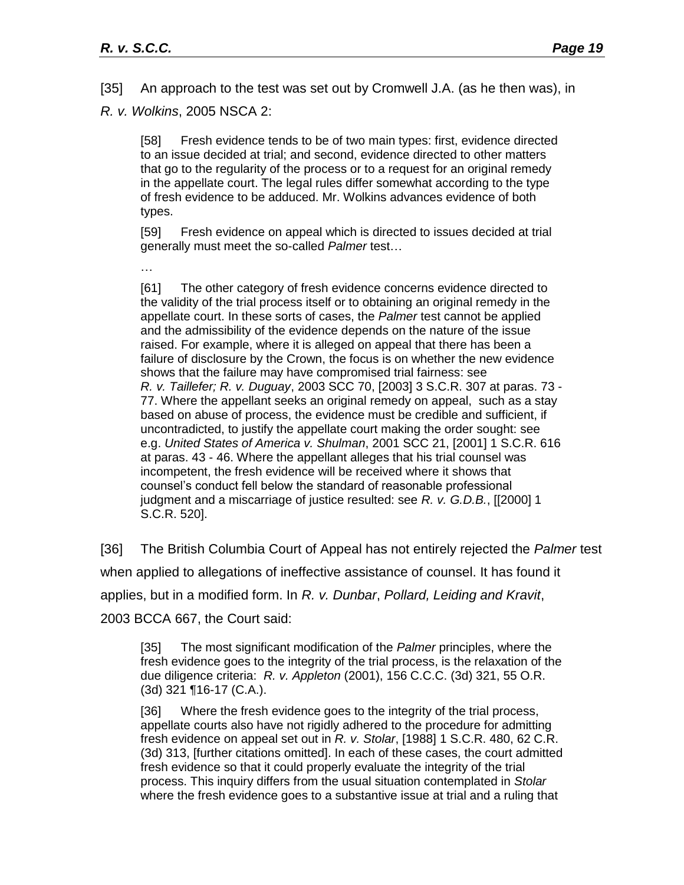[35] An approach to the test was set out by Cromwell J.A. (as he then was), in *R. v. Wolkins*, 2005 NSCA 2:

> [58] Fresh evidence tends to be of two main types: first, evidence directed to an issue decided at trial; and second, evidence directed to other matters that go to the regularity of the process or to a request for an original remedy in the appellate court. The legal rules differ somewhat according to the type of fresh evidence to be adduced. Mr. Wolkins advances evidence of both types.
>
> [59] Fresh evidence on appeal which is directed to issues decided at trial generally must meet the so-called *Palmer* test…
>
> …
>
> [61] The other category of fresh evidence concerns evidence directed to the validity of the trial process itself or to obtaining an original remedy in the appellate court. In these sorts of cases, the *Palmer* test cannot be applied and the admissibility of the evidence depends on the nature of the issue raised. For example, where it is alleged on appeal that there has been a failure of disclosure by the Crown, the focus is on whether the new evidence shows that the failure may have compromised trial fairness: see *R. v. Taillefer; R. v. Duguay*, 2003 SCC 70, [2003] 3 S.C.R. 307 at paras. 73 - 77. Where the appellant seeks an original remedy on appeal, such as a stay based on abuse of process, the evidence must be credible and sufficient, if uncontradicted, to justify the appellate court making the order sought: see e.g. *United States of America v. Shulman*, 2001 SCC 21, [2001] 1 S.C.R. 616 at paras. 43 - 46. Where the appellant alleges that his trial counsel was incompetent, the fresh evidence will be received where it shows that counsel's conduct fell below the standard of reasonable professional judgment and a miscarriage of justice resulted: see *R. v. G.D.B.*, [[2000] 1 S.C.R. 520].

[36] The British Columbia Court of Appeal has not entirely rejected the *Palmer* test when applied to allegations of ineffective assistance of counsel. It has found it applies, but in a modified form. In *R. v. Dunbar*, *Pollard, Leiding and Kravit*, 2003 BCCA 667, the Court said:

> [35] The most significant modification of the *Palmer* principles, where the fresh evidence goes to the integrity of the trial process, is the relaxation of the due diligence criteria: *R. v. Appleton* (2001), 156 C.C.C. (3d) 321, 55 O.R. (3d) 321 ¶16-17 (C.A.).
>
> [36] Where the fresh evidence goes to the integrity of the trial process, appellate courts also have not rigidly adhered to the procedure for admitting fresh evidence on appeal set out in *R. v. Stolar*, [1988] 1 S.C.R. 480, 62 C.R. (3d) 313, [further citations omitted]. In each of these cases, the court admitted fresh evidence so that it could properly evaluate the integrity of the trial process. This inquiry differs from the usual situation contemplated in *Stolar* where the fresh evidence goes to a substantive issue at trial and a ruling that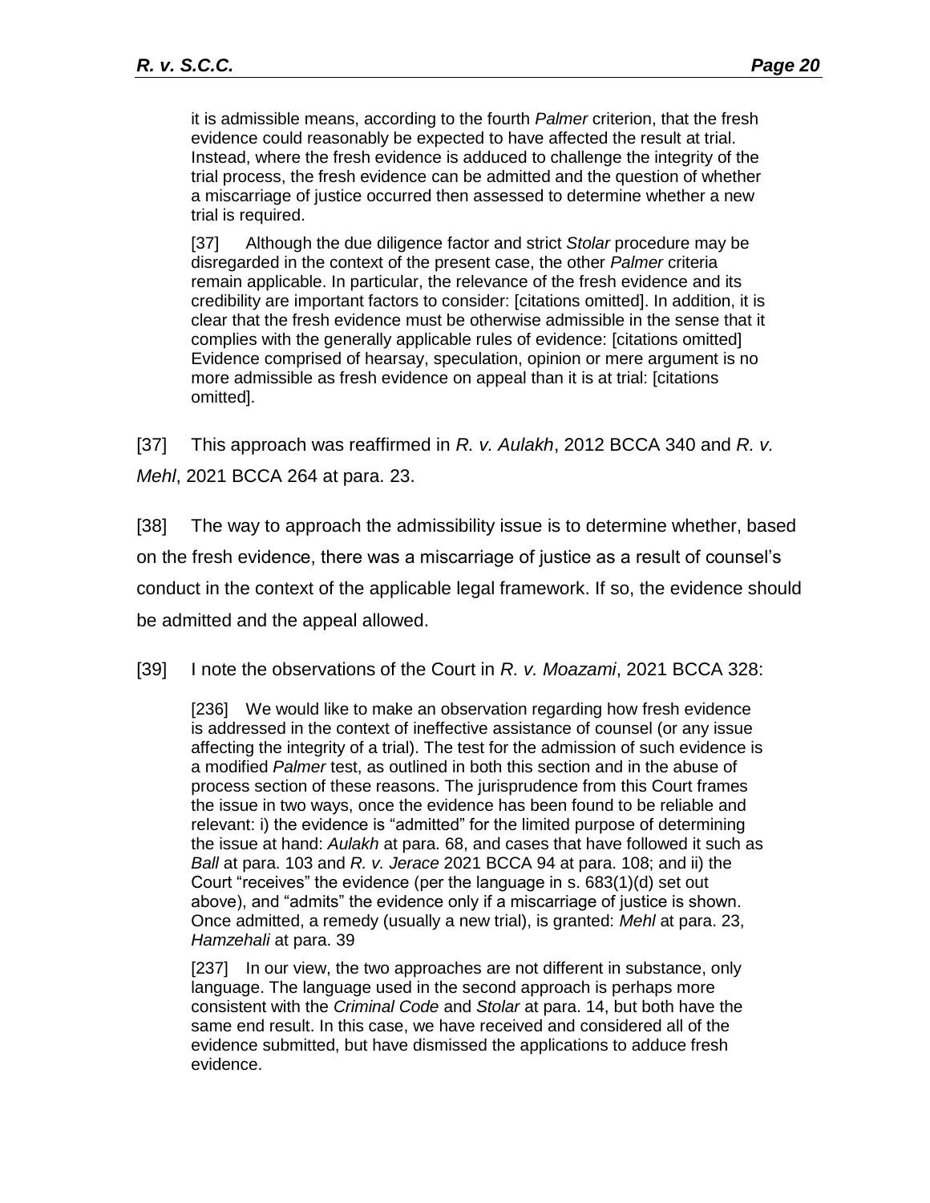> it is admissible means, according to the fourth *Palmer* criterion, that the fresh evidence could reasonably be expected to have affected the result at trial. Instead, where the fresh evidence is adduced to challenge the integrity of the trial process, the fresh evidence can be admitted and the question of whether a miscarriage of justice occurred then assessed to determine whether a new trial is required.
>
> [37] Although the due diligence factor and strict *Stolar* procedure may be disregarded in the context of the present case, the other *Palmer* criteria remain applicable. In particular, the relevance of the fresh evidence and its credibility are important factors to consider: [citations omitted]. In addition, it is clear that the fresh evidence must be otherwise admissible in the sense that it complies with the generally applicable rules of evidence: [citations omitted] Evidence comprised of hearsay, speculation, opinion or mere argument is no more admissible as fresh evidence on appeal than it is at trial: [citations omitted].

[37] This approach was reaffirmed in *R. v. Aulakh*, 2012 BCCA 340 and *R. v. Mehl*, 2021 BCCA 264 at para. 23.

[38] The way to approach the admissibility issue is to determine whether, based on the fresh evidence, there was a miscarriage of justice as a result of counsel's conduct in the context of the applicable legal framework. If so, the evidence should be admitted and the appeal allowed.

[39] I note the observations of the Court in *R. v. Moazami*, 2021 BCCA 328:

> [236] We would like to make an observation regarding how fresh evidence is addressed in the context of ineffective assistance of counsel (or any issue affecting the integrity of a trial). The test for the admission of such evidence is a modified *Palmer* test, as outlined in both this section and in the abuse of process section of these reasons. The jurisprudence from this Court frames the issue in two ways, once the evidence has been found to be reliable and relevant: i) the evidence is "admitted" for the limited purpose of determining the issue at hand: *Aulakh* at para. 68, and cases that have followed it such as *Ball* at para. 103 and *R. v. Jerace* 2021 BCCA 94 at para. 108; and ii) the Court "receives" the evidence (per the language in s. 683(1)(d) set out above), and "admits" the evidence only if a miscarriage of justice is shown. Once admitted, a remedy (usually a new trial), is granted: *Mehl* at para. 23, *Hamzehali* at para. 39
>
> [237] In our view, the two approaches are not different in substance, only language. The language used in the second approach is perhaps more consistent with the *Criminal Code* and *Stolar* at para. 14, but both have the same end result. In this case, we have received and considered all of the evidence submitted, but have dismissed the applications to adduce fresh evidence.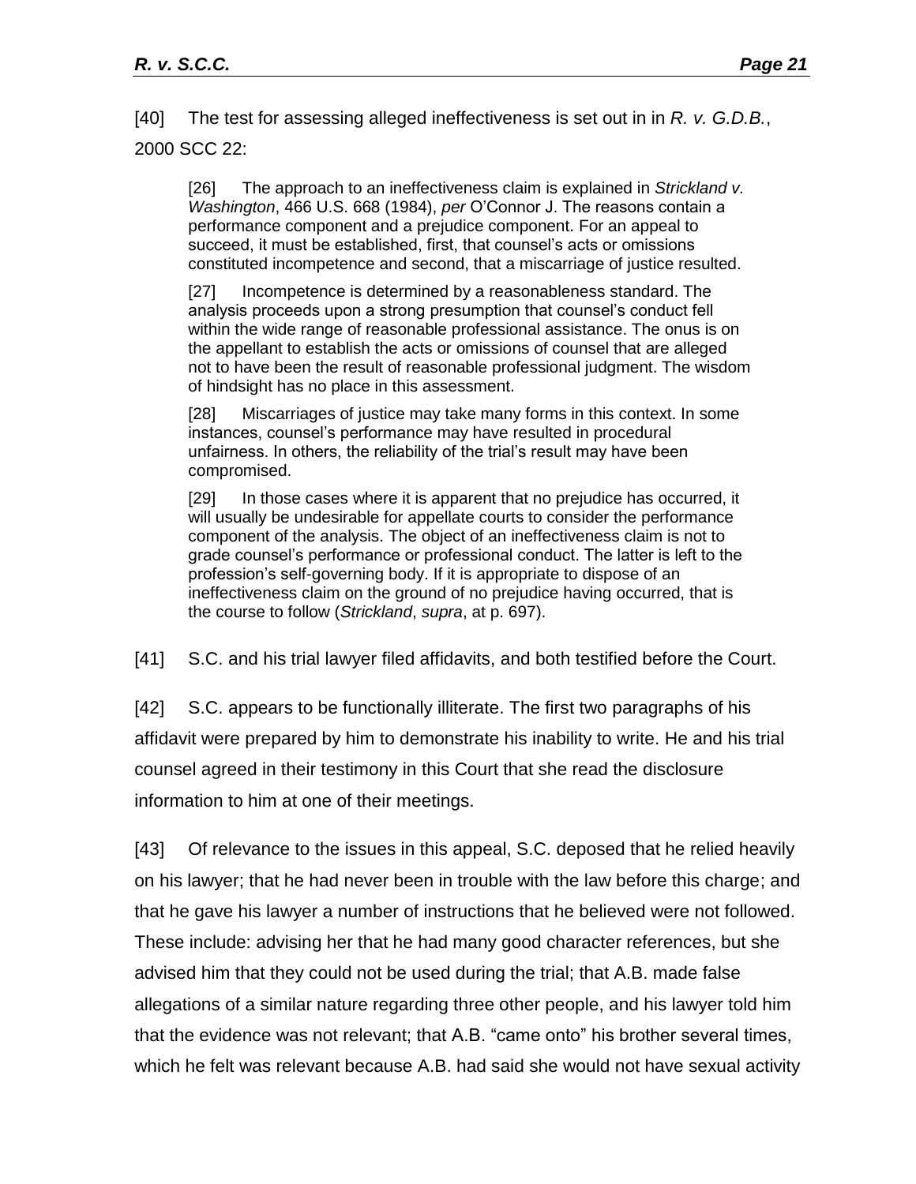[40] The test for assessing alleged ineffectiveness is set out in in *R. v. G.D.B.*, 2000 SCC 22:

> [26] The approach to an ineffectiveness claim is explained in *Strickland v. Washington*, 466 U.S. 668 (1984), *per* O'Connor J. The reasons contain a performance component and a prejudice component. For an appeal to succeed, it must be established, first, that counsel's acts or omissions constituted incompetence and second, that a miscarriage of justice resulted.
>
> [27] Incompetence is determined by a reasonableness standard. The analysis proceeds upon a strong presumption that counsel's conduct fell within the wide range of reasonable professional assistance. The onus is on the appellant to establish the acts or omissions of counsel that are alleged not to have been the result of reasonable professional judgment. The wisdom of hindsight has no place in this assessment.
>
> [28] Miscarriages of justice may take many forms in this context. In some instances, counsel's performance may have resulted in procedural unfairness. In others, the reliability of the trial's result may have been compromised.
>
> [29] In those cases where it is apparent that no prejudice has occurred, it will usually be undesirable for appellate courts to consider the performance component of the analysis. The object of an ineffectiveness claim is not to grade counsel's performance or professional conduct. The latter is left to the profession's self-governing body. If it is appropriate to dispose of an ineffectiveness claim on the ground of no prejudice having occurred, that is the course to follow (*Strickland*, *supra*, at p. 697).

[41] S.C. and his trial lawyer filed affidavits, and both testified before the Court.

[42] S.C. appears to be functionally illiterate. The first two paragraphs of his affidavit were prepared by him to demonstrate his inability to write. He and his trial counsel agreed in their testimony in this Court that she read the disclosure information to him at one of their meetings.

[43] Of relevance to the issues in this appeal, S.C. deposed that he relied heavily on his lawyer; that he had never been in trouble with the law before this charge; and that he gave his lawyer a number of instructions that he believed were not followed. These include: advising her that he had many good character references, but she advised him that they could not be used during the trial; that A.B. made false allegations of a similar nature regarding three other people, and his lawyer told him that the evidence was not relevant; that A.B. "came onto" his brother several times, which he felt was relevant because A.B. had said she would not have sexual activity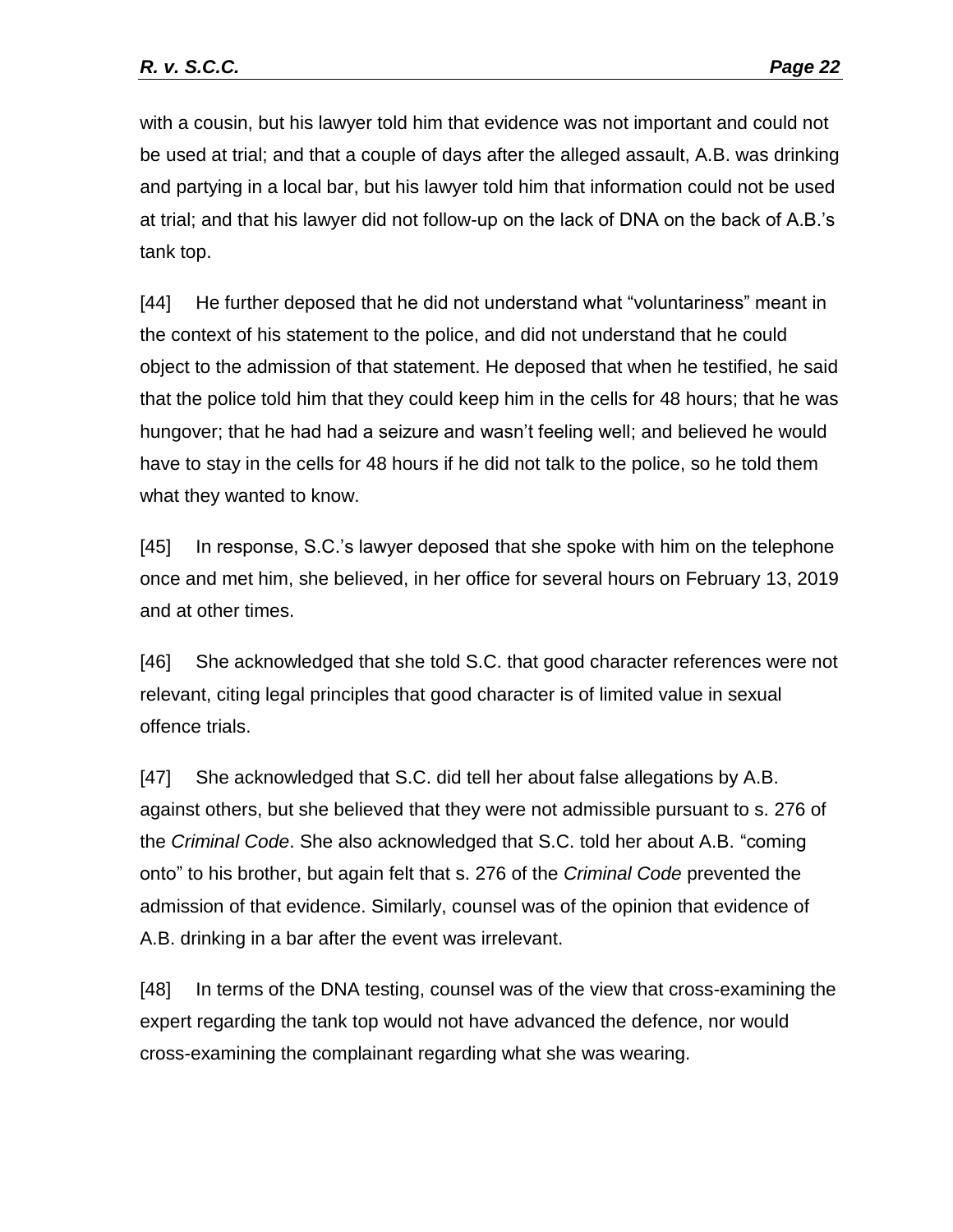with a cousin, but his lawyer told him that evidence was not important and could not be used at trial; and that a couple of days after the alleged assault, A.B. was drinking and partying in a local bar, but his lawyer told him that information could not be used at trial; and that his lawyer did not follow-up on the lack of DNA on the back of A.B.'s tank top.

[44] He further deposed that he did not understand what "voluntariness" meant in the context of his statement to the police, and did not understand that he could object to the admission of that statement. He deposed that when he testified, he said that the police told him that they could keep him in the cells for 48 hours; that he was hungover; that he had had a seizure and wasn't feeling well; and believed he would have to stay in the cells for 48 hours if he did not talk to the police, so he told them what they wanted to know.

[45] In response, S.C.'s lawyer deposed that she spoke with him on the telephone once and met him, she believed, in her office for several hours on February 13, 2019 and at other times.

[46] She acknowledged that she told S.C. that good character references were not relevant, citing legal principles that good character is of limited value in sexual offence trials.

[47] She acknowledged that S.C. did tell her about false allegations by A.B. against others, but she believed that they were not admissible pursuant to s. 276 of the *Criminal Code*. She also acknowledged that S.C. told her about A.B. "coming onto" to his brother, but again felt that s. 276 of the *Criminal Code* prevented the admission of that evidence. Similarly, counsel was of the opinion that evidence of A.B. drinking in a bar after the event was irrelevant.

[48] In terms of the DNA testing, counsel was of the view that cross-examining the expert regarding the tank top would not have advanced the defence, nor would cross-examining the complainant regarding what she was wearing.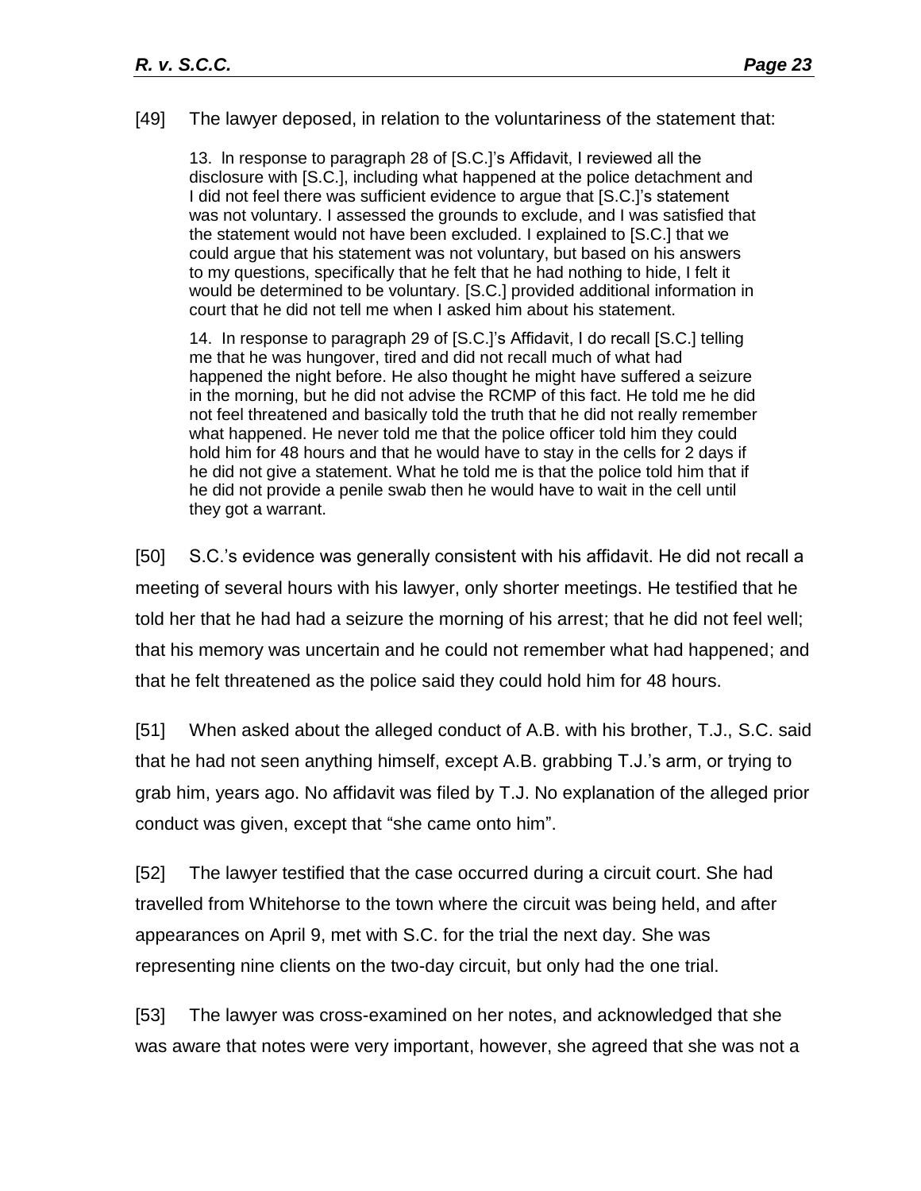[49] The lawyer deposed, in relation to the voluntariness of the statement that:

> 13. In response to paragraph 28 of [S.C.]'s Affidavit, I reviewed all the disclosure with [S.C.], including what happened at the police detachment and I did not feel there was sufficient evidence to argue that [S.C.]'s statement was not voluntary. I assessed the grounds to exclude, and I was satisfied that the statement would not have been excluded. I explained to [S.C.] that we could argue that his statement was not voluntary, but based on his answers to my questions, specifically that he felt that he had nothing to hide, I felt it would be determined to be voluntary. [S.C.] provided additional information in court that he did not tell me when I asked him about his statement.
>
> 14. In response to paragraph 29 of [S.C.]'s Affidavit, I do recall [S.C.] telling me that he was hungover, tired and did not recall much of what had happened the night before. He also thought he might have suffered a seizure in the morning, but he did not advise the RCMP of this fact. He told me he did not feel threatened and basically told the truth that he did not really remember what happened. He never told me that the police officer told him they could hold him for 48 hours and that he would have to stay in the cells for 2 days if he did not give a statement. What he told me is that the police told him that if he did not provide a penile swab then he would have to wait in the cell until they got a warrant.

[50] S.C.'s evidence was generally consistent with his affidavit. He did not recall a meeting of several hours with his lawyer, only shorter meetings. He testified that he told her that he had had a seizure the morning of his arrest; that he did not feel well; that his memory was uncertain and he could not remember what had happened; and that he felt threatened as the police said they could hold him for 48 hours.

[51] When asked about the alleged conduct of A.B. with his brother, T.J., S.C. said that he had not seen anything himself, except A.B. grabbing T.J.'s arm, or trying to grab him, years ago. No affidavit was filed by T.J. No explanation of the alleged prior conduct was given, except that "she came onto him".

[52] The lawyer testified that the case occurred during a circuit court. She had travelled from Whitehorse to the town where the circuit was being held, and after appearances on April 9, met with S.C. for the trial the next day. She was representing nine clients on the two-day circuit, but only had the one trial.

[53] The lawyer was cross-examined on her notes, and acknowledged that she was aware that notes were very important, however, she agreed that she was not a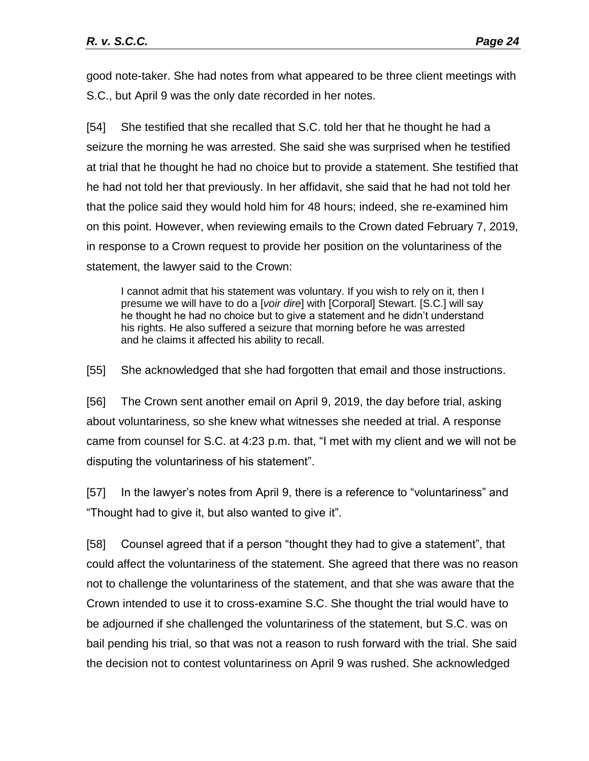good note-taker. She had notes from what appeared to be three client meetings with S.C., but April 9 was the only date recorded in her notes.

[54] She testified that she recalled that S.C. told her that he thought he had a seizure the morning he was arrested. She said she was surprised when he testified at trial that he thought he had no choice but to provide a statement. She testified that he had not told her that previously. In her affidavit, she said that he had not told her that the police said they would hold him for 48 hours; indeed, she re-examined him on this point. However, when reviewing emails to the Crown dated February 7, 2019, in response to a Crown request to provide her position on the voluntariness of the statement, the lawyer said to the Crown:

> I cannot admit that his statement was voluntary. If you wish to rely on it, then I presume we will have to do a [*voir dire*] with [Corporal] Stewart. [S.C.] will say he thought he had no choice but to give a statement and he didn't understand his rights. He also suffered a seizure that morning before he was arrested and he claims it affected his ability to recall.

[55] She acknowledged that she had forgotten that email and those instructions.

[56] The Crown sent another email on April 9, 2019, the day before trial, asking about voluntariness, so she knew what witnesses she needed at trial. A response came from counsel for S.C. at 4:23 p.m. that, "I met with my client and we will not be disputing the voluntariness of his statement".

[57] In the lawyer's notes from April 9, there is a reference to "voluntariness" and "Thought had to give it, but also wanted to give it".

[58] Counsel agreed that if a person "thought they had to give a statement", that could affect the voluntariness of the statement. She agreed that there was no reason not to challenge the voluntariness of the statement, and that she was aware that the Crown intended to use it to cross-examine S.C. She thought the trial would have to be adjourned if she challenged the voluntariness of the statement, but S.C. was on bail pending his trial, so that was not a reason to rush forward with the trial. She said the decision not to contest voluntariness on April 9 was rushed. She acknowledged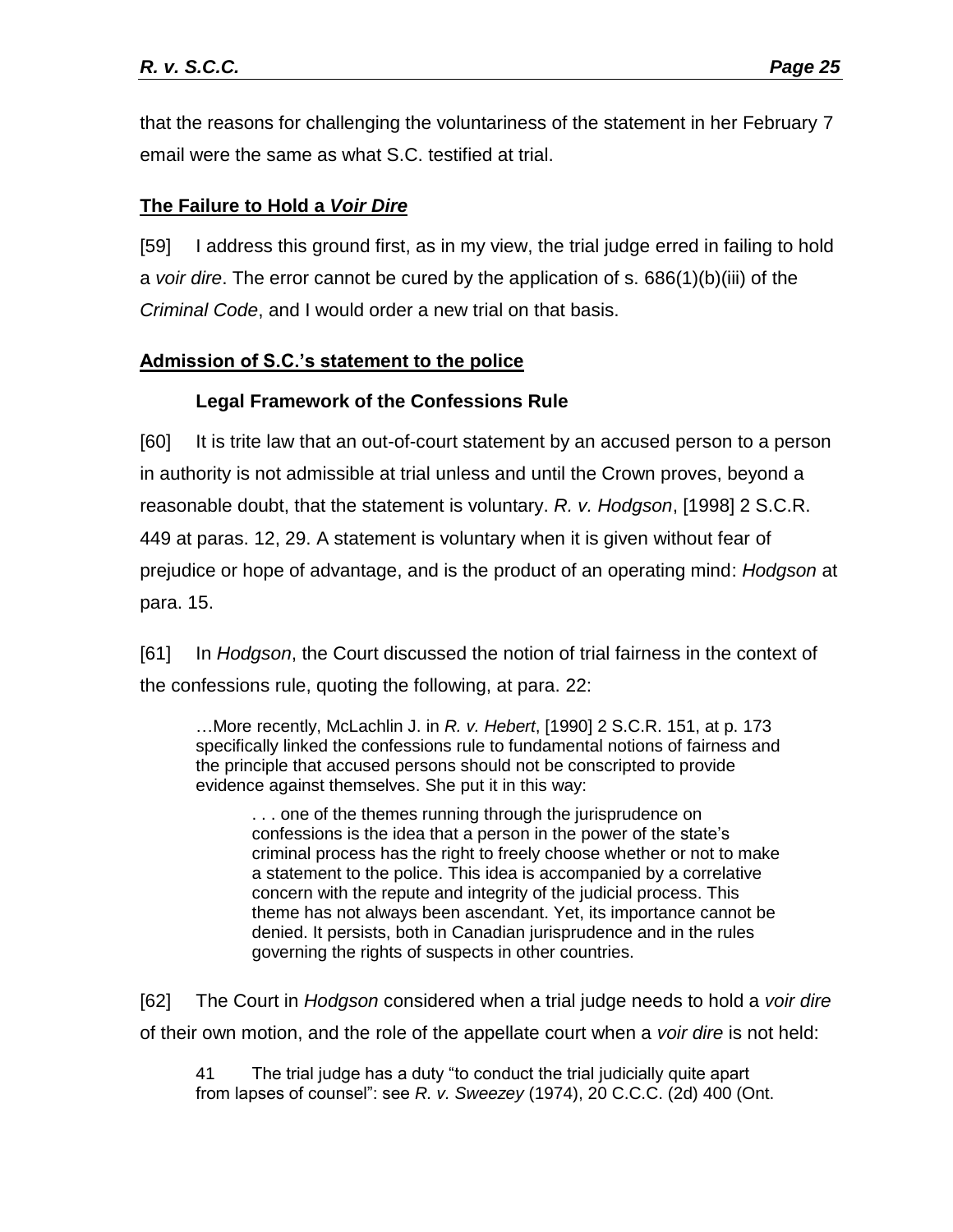that the reasons for challenging the voluntariness of the statement in her February 7 email were the same as what S.C. testified at trial.

## The Failure to Hold a *Voir Dire*

[59] I address this ground first, as in my view, the trial judge erred in failing to hold a *voir dire*. The error cannot be cured by the application of s. 686(1)(b)(iii) of the *Criminal Code*, and I would order a new trial on that basis.

## Admission of S.C.'s statement to the police

### Legal Framework of the Confessions Rule

[60] It is trite law that an out-of-court statement by an accused person to a person in authority is not admissible at trial unless and until the Crown proves, beyond a reasonable doubt, that the statement is voluntary. *R. v. Hodgson*, [1998] 2 S.C.R. 449 at paras. 12, 29. A statement is voluntary when it is given without fear of prejudice or hope of advantage, and is the product of an operating mind: *Hodgson* at para. 15.

[61] In *Hodgson*, the Court discussed the notion of trial fairness in the context of the confessions rule, quoting the following, at para. 22:

> …More recently, McLachlin J. in *R. v. Hebert*, [1990] 2 S.C.R. 151, at p. 173 specifically linked the confessions rule to fundamental notions of fairness and the principle that accused persons should not be conscripted to provide evidence against themselves. She put it in this way:
>
> > . . . one of the themes running through the jurisprudence on confessions is the idea that a person in the power of the state's criminal process has the right to freely choose whether or not to make a statement to the police. This idea is accompanied by a correlative concern with the repute and integrity of the judicial process. This theme has not always been ascendant. Yet, its importance cannot be denied. It persists, both in Canadian jurisprudence and in the rules governing the rights of suspects in other countries.

[62] The Court in *Hodgson* considered when a trial judge needs to hold a *voir dire* of their own motion, and the role of the appellate court when a *voir dire* is not held:

> 41 The trial judge has a duty "to conduct the trial judicially quite apart from lapses of counsel": see *R. v. Sweezey* (1974), 20 C.C.C. (2d) 400 (Ont.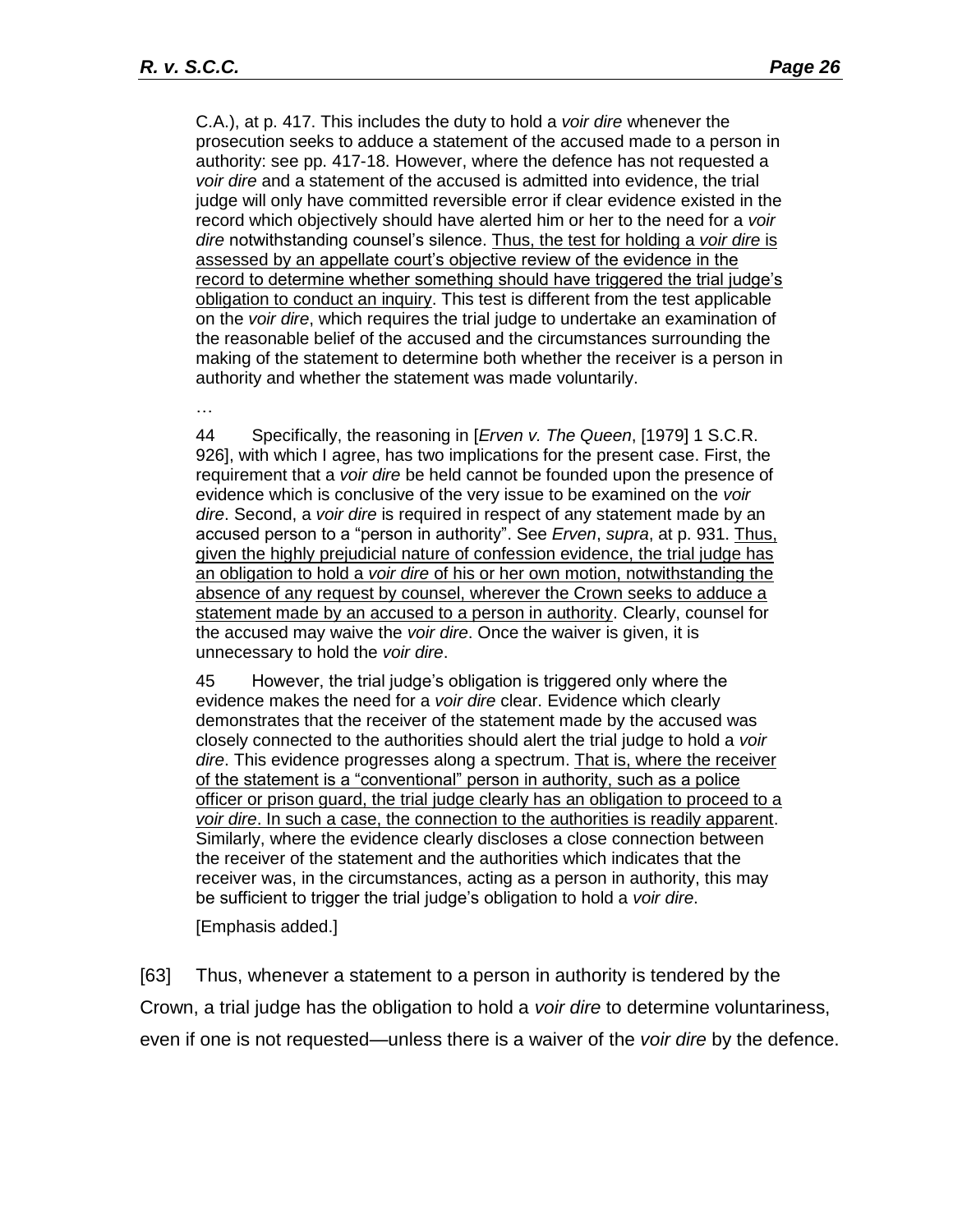C.A.), at p. 417. This includes the duty to hold a *voir dire* whenever the prosecution seeks to adduce a statement of the accused made to a person in authority: see pp. 417-18. However, where the defence has not requested a *voir dire* and a statement of the accused is admitted into evidence, the trial judge will only have committed reversible error if clear evidence existed in the record which objectively should have alerted him or her to the need for a *voir dire* notwithstanding counsel's silence. <u>Thus, the test for holding a *voir dire* is assessed by an appellate court's objective review of the evidence in the record to determine whether something should have triggered the trial judge's obligation to conduct an inquiry</u>. This test is different from the test applicable on the *voir dire*, which requires the trial judge to undertake an examination of the reasonable belief of the accused and the circumstances surrounding the making of the statement to determine both whether the receiver is a person in authority and whether the statement was made voluntarily.

…

44 Specifically, the reasoning in [*Erven v. The Queen*, [1979] 1 S.C.R. 926], with which I agree, has two implications for the present case. First, the requirement that a *voir dire* be held cannot be founded upon the presence of evidence which is conclusive of the very issue to be examined on the *voir dire*. Second, a *voir dire* is required in respect of any statement made by an accused person to a "person in authority". See *Erven*, *supra*, at p. 931. <u>Thus, given the highly prejudicial nature of confession evidence, the trial judge has an obligation to hold a *voir dire* of his or her own motion, notwithstanding the absence of any request by counsel, wherever the Crown seeks to adduce a statement made by an accused to a person in authority</u>. Clearly, counsel for the accused may waive the *voir dire*. Once the waiver is given, it is unnecessary to hold the *voir dire*.

45 However, the trial judge's obligation is triggered only where the evidence makes the need for a *voir dire* clear. Evidence which clearly demonstrates that the receiver of the statement made by the accused was closely connected to the authorities should alert the trial judge to hold a *voir dire*. This evidence progresses along a spectrum. <u>That is, where the receiver of the statement is a "conventional" person in authority, such as a police officer or prison guard, the trial judge clearly has an obligation to proceed to a *voir dire*. In such a case, the connection to the authorities is readily apparent</u>. Similarly, where the evidence clearly discloses a close connection between the receiver of the statement and the authorities which indicates that the receiver was, in the circumstances, acting as a person in authority, this may be sufficient to trigger the trial judge's obligation to hold a *voir dire*.

[Emphasis added.]

[63] Thus, whenever a statement to a person in authority is tendered by the Crown, a trial judge has the obligation to hold a *voir dire* to determine voluntariness, even if one is not requested—unless there is a waiver of the *voir dire* by the defence.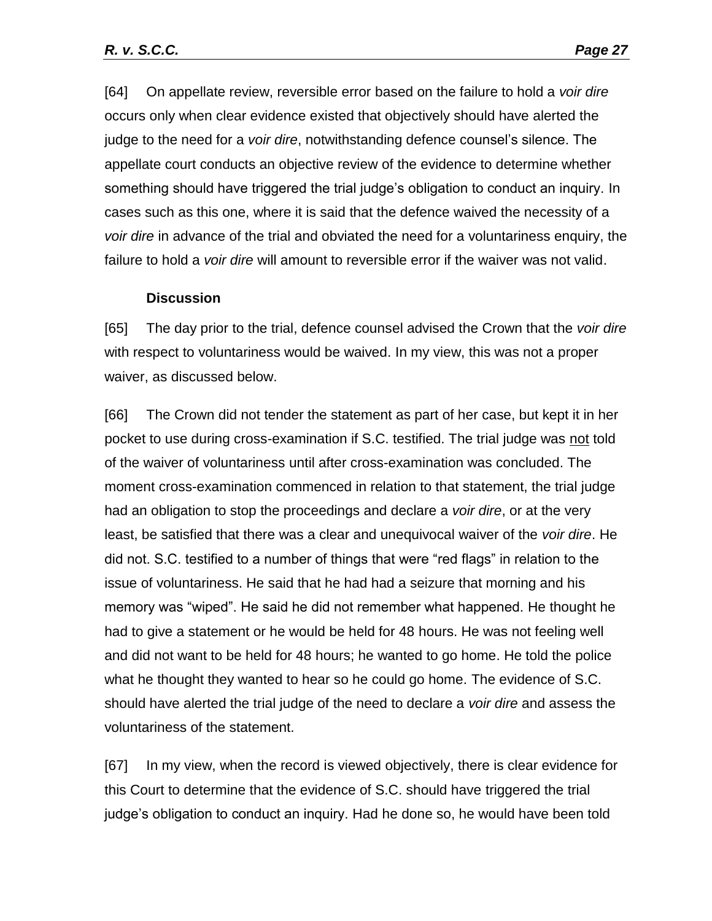[64] On appellate review, reversible error based on the failure to hold a *voir dire* occurs only when clear evidence existed that objectively should have alerted the judge to the need for a *voir dire*, notwithstanding defence counsel's silence. The appellate court conducts an objective review of the evidence to determine whether something should have triggered the trial judge's obligation to conduct an inquiry. In cases such as this one, where it is said that the defence waived the necessity of a *voir dire* in advance of the trial and obviated the need for a voluntariness enquiry, the failure to hold a *voir dire* will amount to reversible error if the waiver was not valid.

### Discussion

[65] The day prior to the trial, defence counsel advised the Crown that the *voir dire* with respect to voluntariness would be waived. In my view, this was not a proper waiver, as discussed below.

[66] The Crown did not tender the statement as part of her case, but kept it in her pocket to use during cross-examination if S.C. testified. The trial judge was <u>not</u> told of the waiver of voluntariness until after cross-examination was concluded. The moment cross-examination commenced in relation to that statement, the trial judge had an obligation to stop the proceedings and declare a *voir dire*, or at the very least, be satisfied that there was a clear and unequivocal waiver of the *voir dire*. He did not. S.C. testified to a number of things that were "red flags" in relation to the issue of voluntariness. He said that he had had a seizure that morning and his memory was "wiped". He said he did not remember what happened. He thought he had to give a statement or he would be held for 48 hours. He was not feeling well and did not want to be held for 48 hours; he wanted to go home. He told the police what he thought they wanted to hear so he could go home. The evidence of S.C. should have alerted the trial judge of the need to declare a *voir dire* and assess the voluntariness of the statement.

[67] In my view, when the record is viewed objectively, there is clear evidence for this Court to determine that the evidence of S.C. should have triggered the trial judge's obligation to conduct an inquiry. Had he done so, he would have been told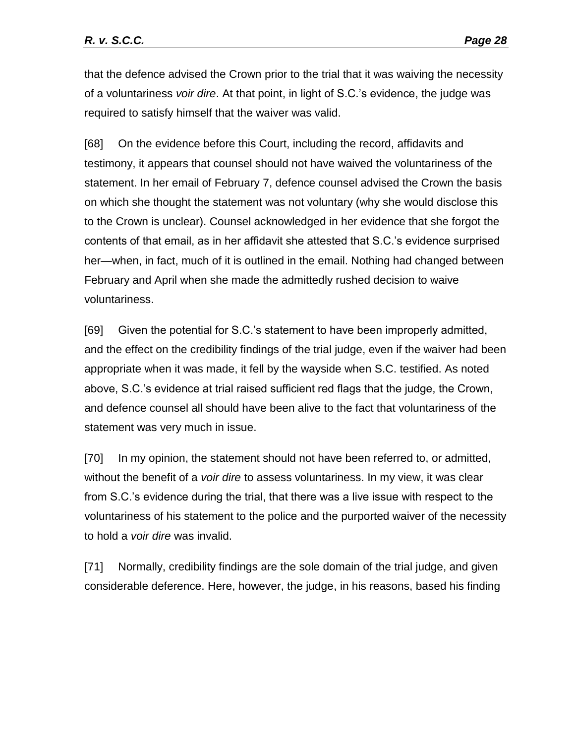that the defence advised the Crown prior to the trial that it was waiving the necessity of a voluntariness *voir dire*. At that point, in light of S.C.'s evidence, the judge was required to satisfy himself that the waiver was valid.

[68] On the evidence before this Court, including the record, affidavits and testimony, it appears that counsel should not have waived the voluntariness of the statement. In her email of February 7, defence counsel advised the Crown the basis on which she thought the statement was not voluntary (why she would disclose this to the Crown is unclear). Counsel acknowledged in her evidence that she forgot the contents of that email, as in her affidavit she attested that S.C.'s evidence surprised her—when, in fact, much of it is outlined in the email. Nothing had changed between February and April when she made the admittedly rushed decision to waive voluntariness.

[69] Given the potential for S.C.'s statement to have been improperly admitted, and the effect on the credibility findings of the trial judge, even if the waiver had been appropriate when it was made, it fell by the wayside when S.C. testified. As noted above, S.C.'s evidence at trial raised sufficient red flags that the judge, the Crown, and defence counsel all should have been alive to the fact that voluntariness of the statement was very much in issue.

[70] In my opinion, the statement should not have been referred to, or admitted, without the benefit of a *voir dire* to assess voluntariness. In my view, it was clear from S.C.'s evidence during the trial, that there was a live issue with respect to the voluntariness of his statement to the police and the purported waiver of the necessity to hold a *voir dire* was invalid.

[71] Normally, credibility findings are the sole domain of the trial judge, and given considerable deference. Here, however, the judge, in his reasons, based his finding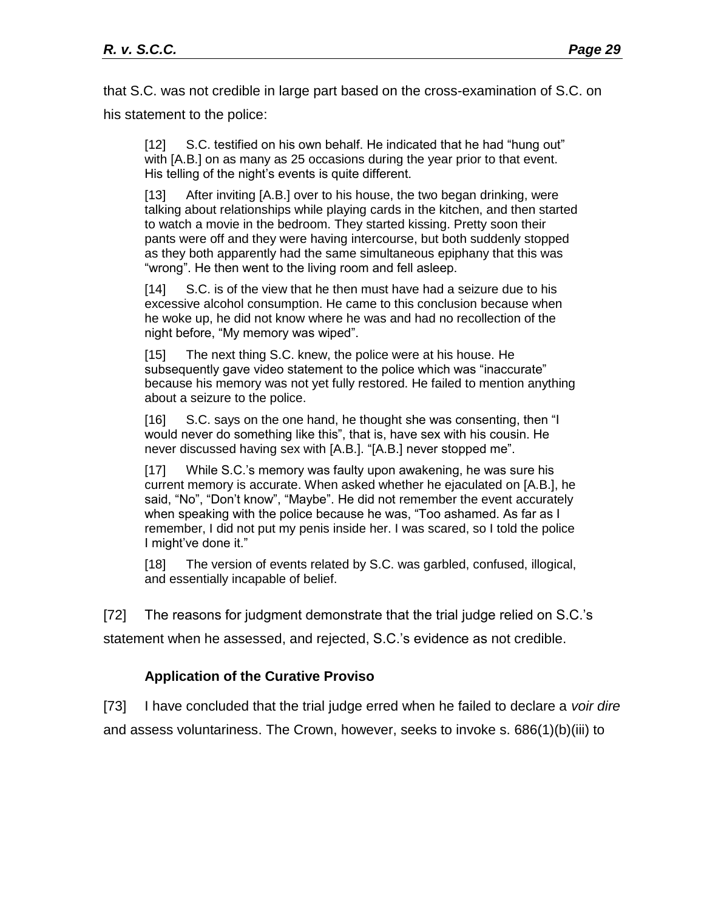that S.C. was not credible in large part based on the cross-examination of S.C. on his statement to the police:

> [12] S.C. testified on his own behalf. He indicated that he had "hung out" with [A.B.] on as many as 25 occasions during the year prior to that event. His telling of the night's events is quite different.
>
> [13] After inviting [A.B.] over to his house, the two began drinking, were talking about relationships while playing cards in the kitchen, and then started to watch a movie in the bedroom. They started kissing. Pretty soon their pants were off and they were having intercourse, but both suddenly stopped as they both apparently had the same simultaneous epiphany that this was "wrong". He then went to the living room and fell asleep.
>
> [14] S.C. is of the view that he then must have had a seizure due to his excessive alcohol consumption. He came to this conclusion because when he woke up, he did not know where he was and had no recollection of the night before, "My memory was wiped".
>
> [15] The next thing S.C. knew, the police were at his house. He subsequently gave video statement to the police which was "inaccurate" because his memory was not yet fully restored. He failed to mention anything about a seizure to the police.
>
> [16] S.C. says on the one hand, he thought she was consenting, then "I would never do something like this", that is, have sex with his cousin. He never discussed having sex with [A.B.]. "[A.B.] never stopped me".
>
> [17] While S.C.'s memory was faulty upon awakening, he was sure his current memory is accurate. When asked whether he ejaculated on [A.B.], he said, "No", "Don't know", "Maybe". He did not remember the event accurately when speaking with the police because he was, "Too ashamed. As far as I remember, I did not put my penis inside her. I was scared, so I told the police I might've done it."
>
> [18] The version of events related by S.C. was garbled, confused, illogical, and essentially incapable of belief.

[72] The reasons for judgment demonstrate that the trial judge relied on S.C.'s statement when he assessed, and rejected, S.C.'s evidence as not credible.

### Application of the Curative Proviso

[73] I have concluded that the trial judge erred when he failed to declare a *voir dire* and assess voluntariness. The Crown, however, seeks to invoke s. 686(1)(b)(iii) to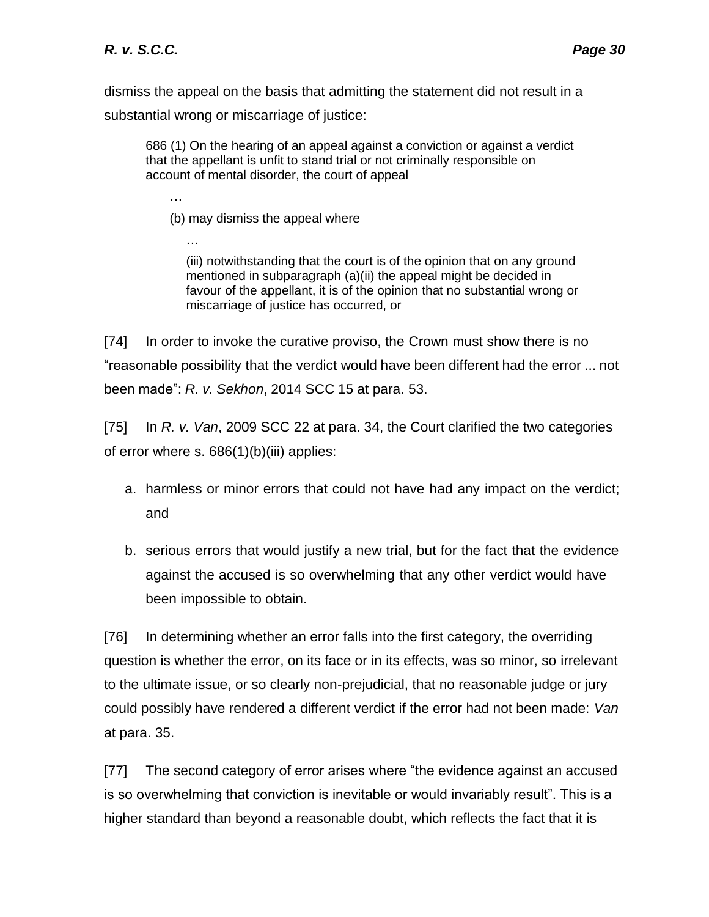dismiss the appeal on the basis that admitting the statement did not result in a substantial wrong or miscarriage of justice:

> 686 (1) On the hearing of an appeal against a conviction or against a verdict that the appellant is unfit to stand trial or not criminally responsible on account of mental disorder, the court of appeal
>
> …
>
> (b) may dismiss the appeal where
>
> …
>
> (iii) notwithstanding that the court is of the opinion that on any ground mentioned in subparagraph (a)(ii) the appeal might be decided in favour of the appellant, it is of the opinion that no substantial wrong or miscarriage of justice has occurred, or

[74] In order to invoke the curative proviso, the Crown must show there is no "reasonable possibility that the verdict would have been different had the error ... not been made": *R. v. Sekhon*, 2014 SCC 15 at para. 53.

[75] In *R. v. Van*, 2009 SCC 22 at para. 34, the Court clarified the two categories of error where s. 686(1)(b)(iii) applies:

a. harmless or minor errors that could not have had any impact on the verdict; and

b. serious errors that would justify a new trial, but for the fact that the evidence against the accused is so overwhelming that any other verdict would have been impossible to obtain.

[76] In determining whether an error falls into the first category, the overriding question is whether the error, on its face or in its effects, was so minor, so irrelevant to the ultimate issue, or so clearly non-prejudicial, that no reasonable judge or jury could possibly have rendered a different verdict if the error had not been made: *Van* at para. 35.

[77] The second category of error arises where "the evidence against an accused is so overwhelming that conviction is inevitable or would invariably result". This is a higher standard than beyond a reasonable doubt, which reflects the fact that it is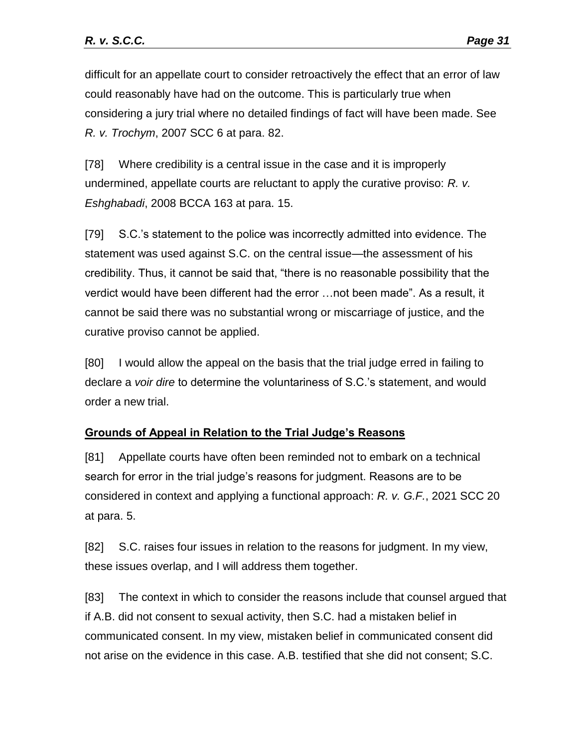difficult for an appellate court to consider retroactively the effect that an error of law could reasonably have had on the outcome. This is particularly true when considering a jury trial where no detailed findings of fact will have been made. See *R. v. Trochym*, 2007 SCC 6 at para. 82.

[78] Where credibility is a central issue in the case and it is improperly undermined, appellate courts are reluctant to apply the curative proviso: *R. v. Eshghabadi*, 2008 BCCA 163 at para. 15.

[79] S.C.'s statement to the police was incorrectly admitted into evidence. The statement was used against S.C. on the central issue—the assessment of his credibility. Thus, it cannot be said that, "there is no reasonable possibility that the verdict would have been different had the error …not been made". As a result, it cannot be said there was no substantial wrong or miscarriage of justice, and the curative proviso cannot be applied.

[80] I would allow the appeal on the basis that the trial judge erred in failing to declare a *voir dire* to determine the voluntariness of S.C.'s statement, and would order a new trial.

**Grounds of Appeal in Relation to the Trial Judge's Reasons**

[81] Appellate courts have often been reminded not to embark on a technical search for error in the trial judge's reasons for judgment. Reasons are to be considered in context and applying a functional approach: *R. v. G.F.*, 2021 SCC 20 at para. 5.

[82] S.C. raises four issues in relation to the reasons for judgment. In my view, these issues overlap, and I will address them together.

[83] The context in which to consider the reasons include that counsel argued that if A.B. did not consent to sexual activity, then S.C. had a mistaken belief in communicated consent. In my view, mistaken belief in communicated consent did not arise on the evidence in this case. A.B. testified that she did not consent; S.C.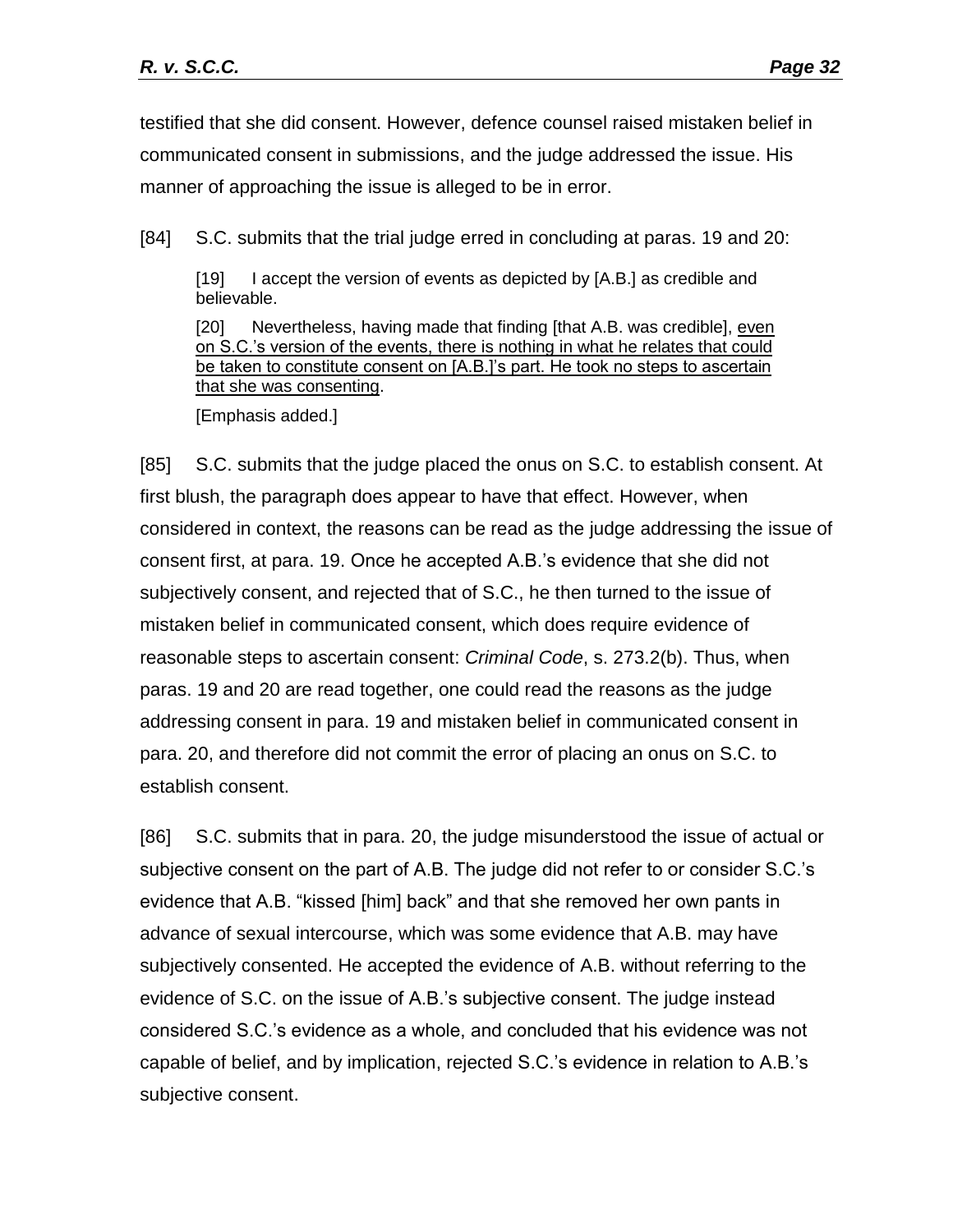testified that she did consent. However, defence counsel raised mistaken belief in communicated consent in submissions, and the judge addressed the issue. His manner of approaching the issue is alleged to be in error.

[84] S.C. submits that the trial judge erred in concluding at paras. 19 and 20:

> [19] I accept the version of events as depicted by [A.B.] as credible and believable.
>
> [20] Nevertheless, having made that finding [that A.B. was credible], <u>even on S.C.'s version of the events, there is nothing in what he relates that could be taken to constitute consent on [A.B.]'s part. He took no steps to ascertain that she was consenting</u>.
>
> [Emphasis added.]

[85] S.C. submits that the judge placed the onus on S.C. to establish consent. At first blush, the paragraph does appear to have that effect. However, when considered in context, the reasons can be read as the judge addressing the issue of consent first, at para. 19. Once he accepted A.B.'s evidence that she did not subjectively consent, and rejected that of S.C., he then turned to the issue of mistaken belief in communicated consent, which does require evidence of reasonable steps to ascertain consent: *Criminal Code*, s. 273.2(b). Thus, when paras. 19 and 20 are read together, one could read the reasons as the judge addressing consent in para. 19 and mistaken belief in communicated consent in para. 20, and therefore did not commit the error of placing an onus on S.C. to establish consent.

[86] S.C. submits that in para. 20, the judge misunderstood the issue of actual or subjective consent on the part of A.B. The judge did not refer to or consider S.C.'s evidence that A.B. "kissed [him] back" and that she removed her own pants in advance of sexual intercourse, which was some evidence that A.B. may have subjectively consented. He accepted the evidence of A.B. without referring to the evidence of S.C. on the issue of A.B.'s subjective consent. The judge instead considered S.C.'s evidence as a whole, and concluded that his evidence was not capable of belief, and by implication, rejected S.C.'s evidence in relation to A.B.'s subjective consent.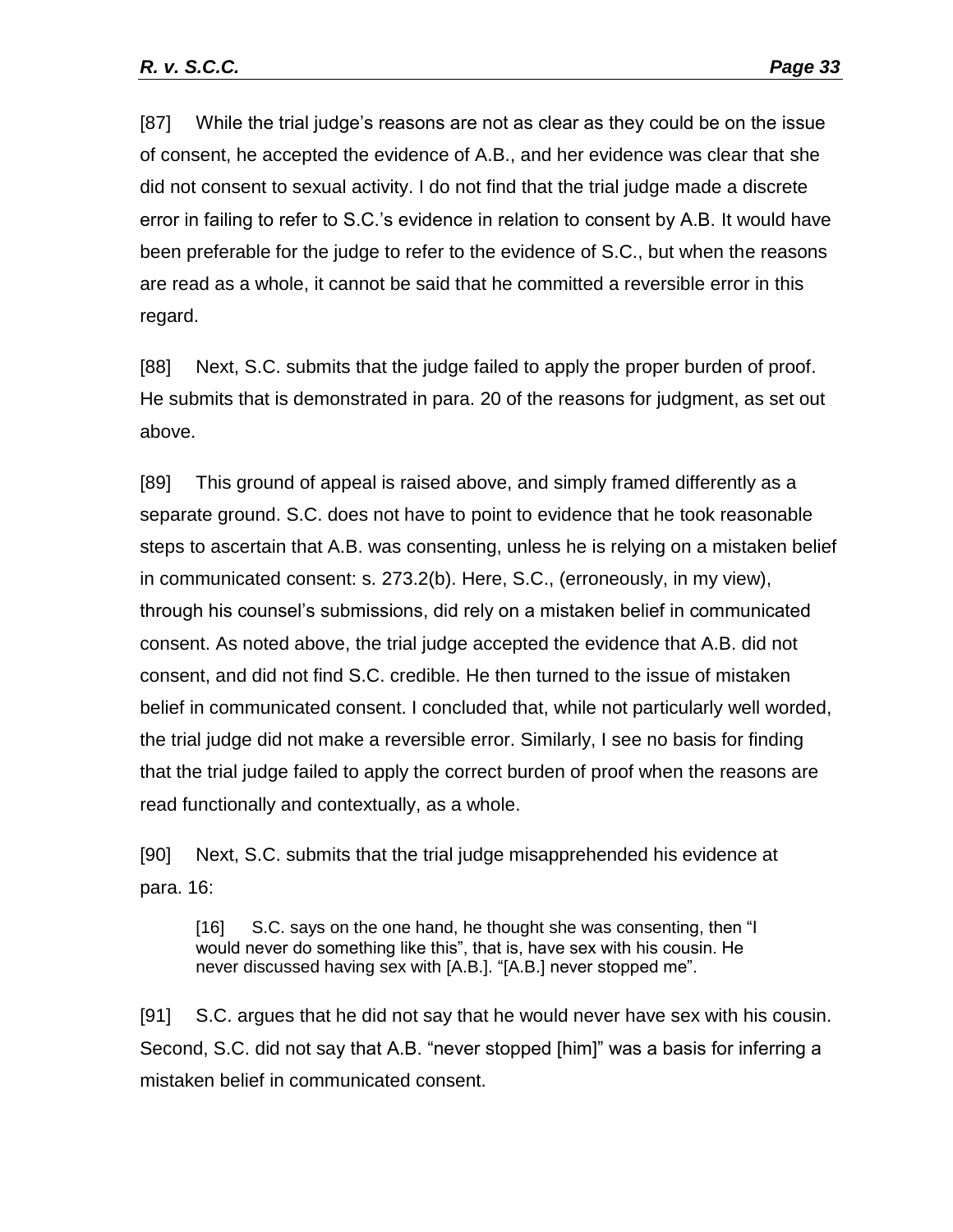[87] While the trial judge's reasons are not as clear as they could be on the issue of consent, he accepted the evidence of A.B., and her evidence was clear that she did not consent to sexual activity. I do not find that the trial judge made a discrete error in failing to refer to S.C.'s evidence in relation to consent by A.B. It would have been preferable for the judge to refer to the evidence of S.C., but when the reasons are read as a whole, it cannot be said that he committed a reversible error in this regard.

[88] Next, S.C. submits that the judge failed to apply the proper burden of proof. He submits that is demonstrated in para. 20 of the reasons for judgment, as set out above.

[89] This ground of appeal is raised above, and simply framed differently as a separate ground. S.C. does not have to point to evidence that he took reasonable steps to ascertain that A.B. was consenting, unless he is relying on a mistaken belief in communicated consent: s. 273.2(b). Here, S.C., (erroneously, in my view), through his counsel's submissions, did rely on a mistaken belief in communicated consent. As noted above, the trial judge accepted the evidence that A.B. did not consent, and did not find S.C. credible. He then turned to the issue of mistaken belief in communicated consent. I concluded that, while not particularly well worded, the trial judge did not make a reversible error. Similarly, I see no basis for finding that the trial judge failed to apply the correct burden of proof when the reasons are read functionally and contextually, as a whole.

[90] Next, S.C. submits that the trial judge misapprehended his evidence at para. 16:

> [16] S.C. says on the one hand, he thought she was consenting, then "I would never do something like this", that is, have sex with his cousin. He never discussed having sex with [A.B.]. "[A.B.] never stopped me".

[91] S.C. argues that he did not say that he would never have sex with his cousin. Second, S.C. did not say that A.B. "never stopped [him]" was a basis for inferring a mistaken belief in communicated consent.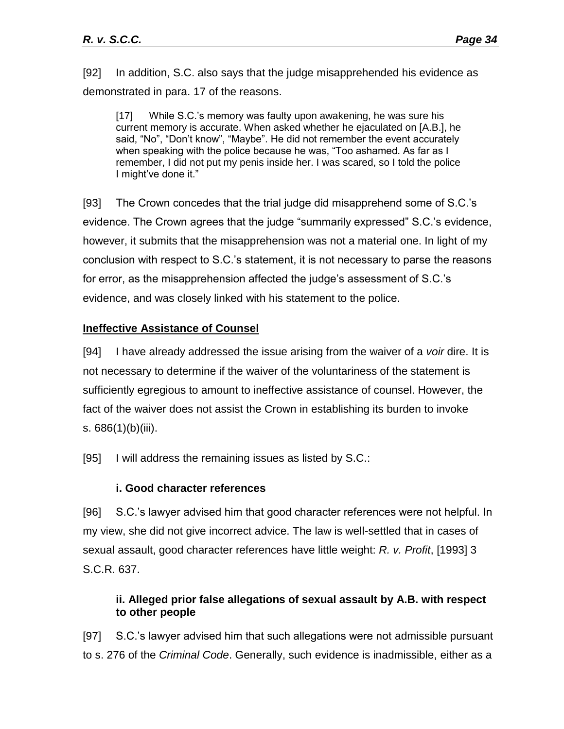[92] In addition, S.C. also says that the judge misapprehended his evidence as demonstrated in para. 17 of the reasons.

> [17] While S.C.'s memory was faulty upon awakening, he was sure his current memory is accurate. When asked whether he ejaculated on [A.B.], he said, "No", "Don't know", "Maybe". He did not remember the event accurately when speaking with the police because he was, "Too ashamed. As far as I remember, I did not put my penis inside her. I was scared, so I told the police I might've done it."

[93] The Crown concedes that the trial judge did misapprehend some of S.C.'s evidence. The Crown agrees that the judge "summarily expressed" S.C.'s evidence, however, it submits that the misapprehension was not a material one. In light of my conclusion with respect to S.C.'s statement, it is not necessary to parse the reasons for error, as the misapprehension affected the judge's assessment of S.C.'s evidence, and was closely linked with his statement to the police.

## Ineffective Assistance of Counsel

[94] I have already addressed the issue arising from the waiver of a *voir* dire. It is not necessary to determine if the waiver of the voluntariness of the statement is sufficiently egregious to amount to ineffective assistance of counsel. However, the fact of the waiver does not assist the Crown in establishing its burden to invoke s. 686(1)(b)(iii).

[95] I will address the remaining issues as listed by S.C.:

### i. Good character references

[96] S.C.'s lawyer advised him that good character references were not helpful. In my view, she did not give incorrect advice. The law is well-settled that in cases of sexual assault, good character references have little weight: *R. v. Profit*, [1993] 3 S.C.R. 637.

### ii. Alleged prior false allegations of sexual assault by A.B. with respect to other people

[97] S.C.'s lawyer advised him that such allegations were not admissible pursuant to s. 276 of the *Criminal Code*. Generally, such evidence is inadmissible, either as a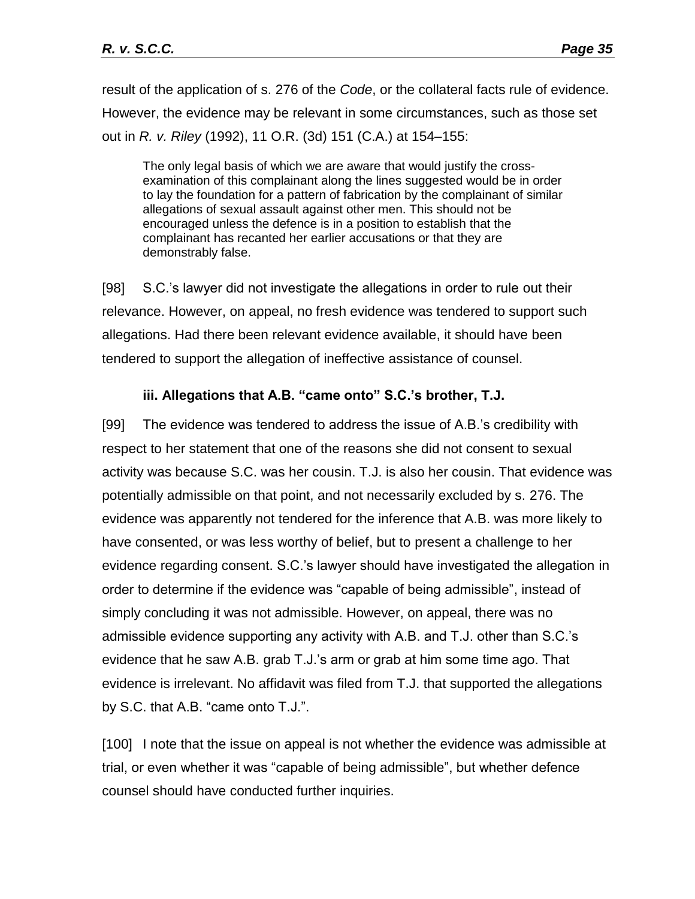result of the application of s. 276 of the *Code*, or the collateral facts rule of evidence. However, the evidence may be relevant in some circumstances, such as those set out in *R. v. Riley* (1992), 11 O.R. (3d) 151 (C.A.) at 154–155:

> The only legal basis of which we are aware that would justify the cross-examination of this complainant along the lines suggested would be in order to lay the foundation for a pattern of fabrication by the complainant of similar allegations of sexual assault against other men. This should not be encouraged unless the defence is in a position to establish that the complainant has recanted her earlier accusations or that they are demonstrably false.

[98] S.C.'s lawyer did not investigate the allegations in order to rule out their relevance. However, on appeal, no fresh evidence was tendered to support such allegations. Had there been relevant evidence available, it should have been tendered to support the allegation of ineffective assistance of counsel.

#### iii. Allegations that A.B. "came onto" S.C.'s brother, T.J.

[99] The evidence was tendered to address the issue of A.B.'s credibility with respect to her statement that one of the reasons she did not consent to sexual activity was because S.C. was her cousin. T.J. is also her cousin. That evidence was potentially admissible on that point, and not necessarily excluded by s. 276. The evidence was apparently not tendered for the inference that A.B. was more likely to have consented, or was less worthy of belief, but to present a challenge to her evidence regarding consent. S.C.'s lawyer should have investigated the allegation in order to determine if the evidence was "capable of being admissible", instead of simply concluding it was not admissible. However, on appeal, there was no admissible evidence supporting any activity with A.B. and T.J. other than S.C.'s evidence that he saw A.B. grab T.J.'s arm or grab at him some time ago. That evidence is irrelevant. No affidavit was filed from T.J. that supported the allegations by S.C. that A.B. "came onto T.J.".

[100] I note that the issue on appeal is not whether the evidence was admissible at trial, or even whether it was "capable of being admissible", but whether defence counsel should have conducted further inquiries.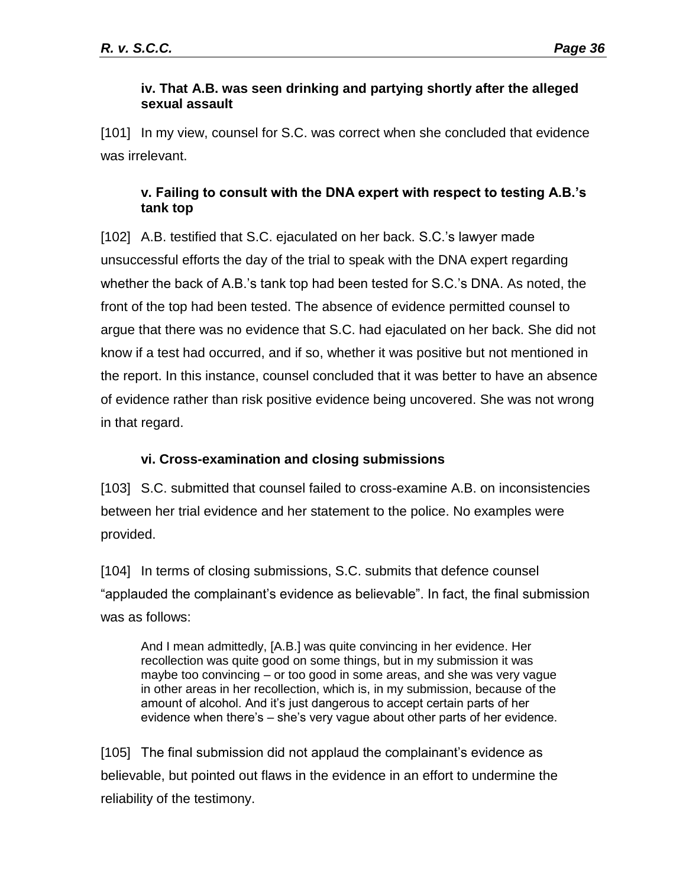#### iv. That A.B. was seen drinking and partying shortly after the alleged sexual assault

[101] In my view, counsel for S.C. was correct when she concluded that evidence was irrelevant.

#### v. Failing to consult with the DNA expert with respect to testing A.B.'s tank top

[102] A.B. testified that S.C. ejaculated on her back. S.C.'s lawyer made unsuccessful efforts the day of the trial to speak with the DNA expert regarding whether the back of A.B.'s tank top had been tested for S.C.'s DNA. As noted, the front of the top had been tested. The absence of evidence permitted counsel to argue that there was no evidence that S.C. had ejaculated on her back. She did not know if a test had occurred, and if so, whether it was positive but not mentioned in the report. In this instance, counsel concluded that it was better to have an absence of evidence rather than risk positive evidence being uncovered. She was not wrong in that regard.

#### vi. Cross-examination and closing submissions

[103] S.C. submitted that counsel failed to cross-examine A.B. on inconsistencies between her trial evidence and her statement to the police. No examples were provided.

[104] In terms of closing submissions, S.C. submits that defence counsel "applauded the complainant's evidence as believable". In fact, the final submission was as follows:

> And I mean admittedly, [A.B.] was quite convincing in her evidence. Her recollection was quite good on some things, but in my submission it was maybe too convincing – or too good in some areas, and she was very vague in other areas in her recollection, which is, in my submission, because of the amount of alcohol. And it's just dangerous to accept certain parts of her evidence when there's – she's very vague about other parts of her evidence.

[105] The final submission did not applaud the complainant's evidence as believable, but pointed out flaws in the evidence in an effort to undermine the reliability of the testimony.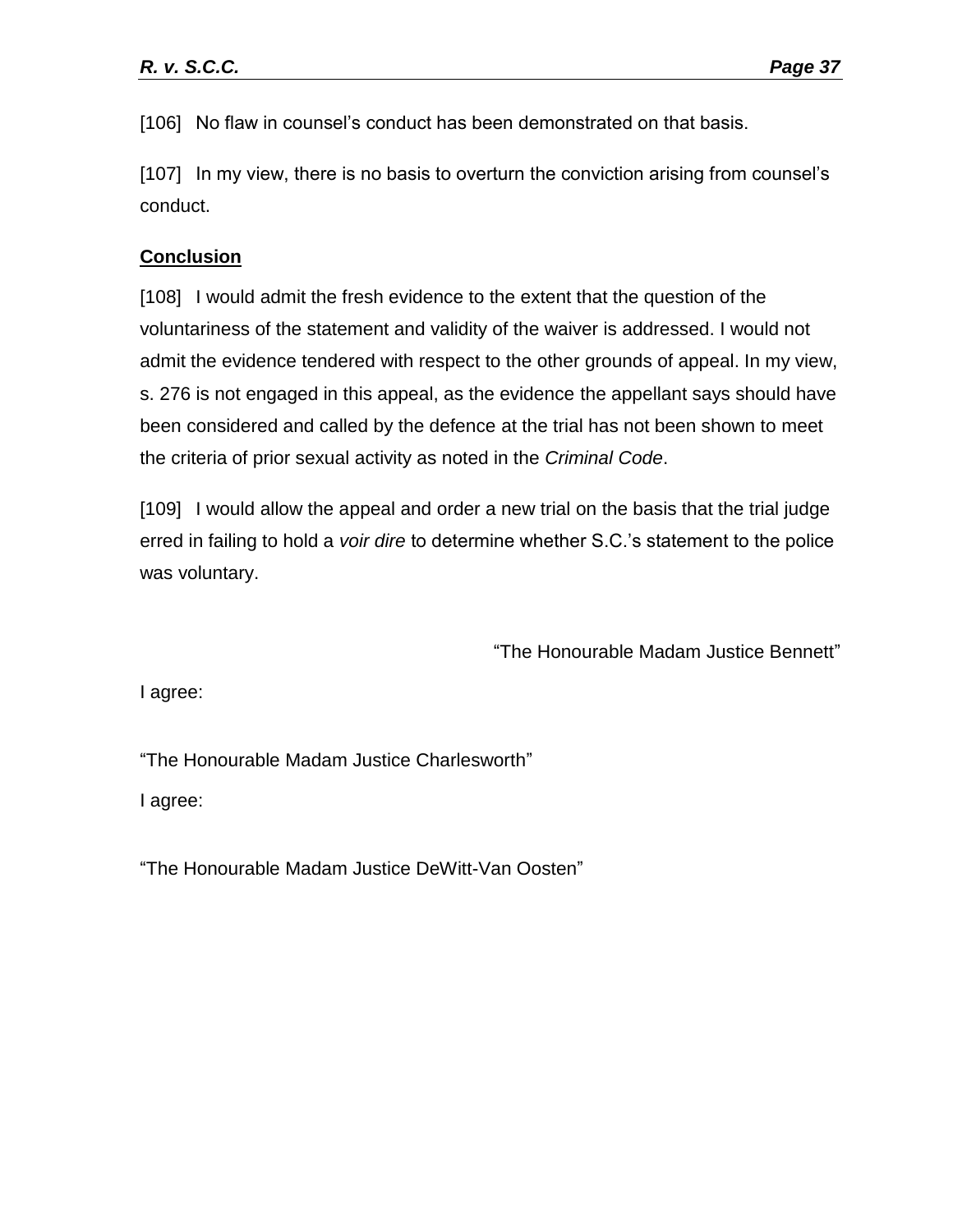[106] No flaw in counsel's conduct has been demonstrated on that basis.

[107] In my view, there is no basis to overturn the conviction arising from counsel's conduct.

**Conclusion**

[108] I would admit the fresh evidence to the extent that the question of the voluntariness of the statement and validity of the waiver is addressed. I would not admit the evidence tendered with respect to the other grounds of appeal. In my view, s. 276 is not engaged in this appeal, as the evidence the appellant says should have been considered and called by the defence at the trial has not been shown to meet the criteria of prior sexual activity as noted in the *Criminal Code*.

[109] I would allow the appeal and order a new trial on the basis that the trial judge erred in failing to hold a *voir dire* to determine whether S.C.'s statement to the police was voluntary.

"The Honourable Madam Justice Bennett"

I agree:

"The Honourable Madam Justice Charlesworth"

I agree:

"The Honourable Madam Justice DeWitt-Van Oosten"